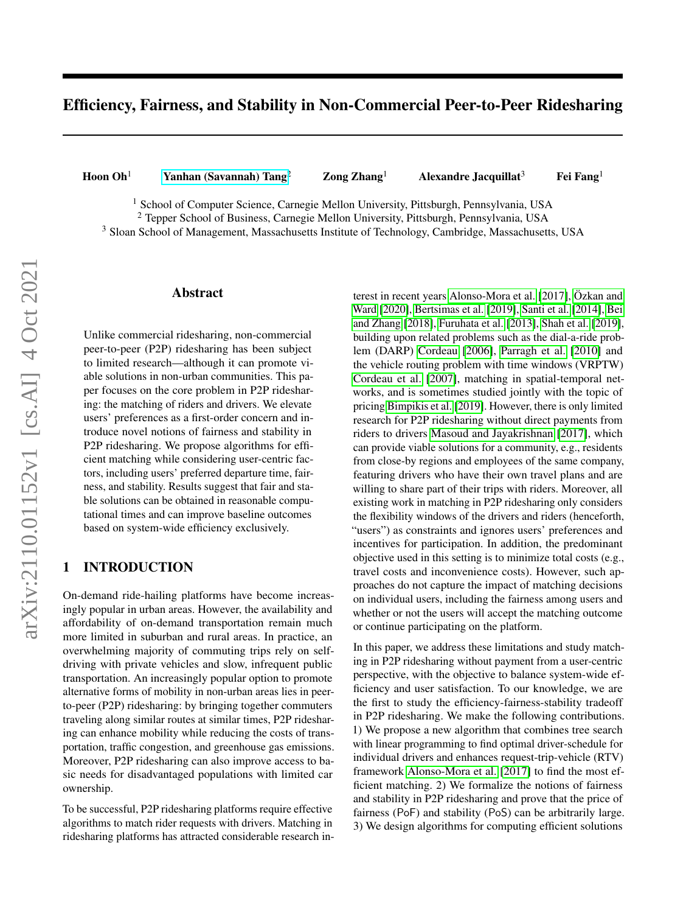# Efficiency, Fairness, and Stability in Non-Commercial Peer-to-Peer Ridesharing

**Hoon Oh**[1] **Yanhan (Savannah) Tang**[2] **Zong Zhang**[1] **Alexandre Jacquillat**[3] **Fei Fang**[1]

[1] School of Computer Science, Carnegie Mellon University, Pittsburgh, Pennsylvania, USA
[2] Tepper School of Business, Carnegie Mellon University, Pittsburgh, Pennsylvania, USA
[3] Sloan School of Management, Massachusetts Institute of Technology, Cambridge, Massachusetts, USA

## Abstract

Unlike commercial ridesharing, non-commercial peer-to-peer (P2P) ridesharing has been subject to limited research—although it can promote viable solutions in non-urban communities. This paper focuses on the core problem in P2P ridesharing: the matching of riders and drivers. We elevate users' preferences as a first-order concern and introduce novel notions of fairness and stability in P2P ridesharing. We propose algorithms for efficient matching while considering user-centric factors, including users' preferred departure time, fairness, and stability. Results suggest that fair and stable solutions can be obtained in reasonable computational times and can improve baseline outcomes based on system-wide efficiency exclusively.

## 1 INTRODUCTION

On-demand ride-hailing platforms have become increasingly popular in urban areas. However, the availability and affordability of on-demand transportation remain much more limited in suburban and rural areas. In practice, an overwhelming majority of commuting trips rely on self-driving with private vehicles and slow, infrequent public transportation. An increasingly popular option to promote alternative forms of mobility in non-urban areas lies in peer-to-peer (P2P) ridesharing: by bringing together commuters traveling along similar routes at similar times, P2P ridesharing can enhance mobility while reducing the costs of transportation, traffic congestion, and greenhouse gas emissions. Moreover, P2P ridesharing can also improve access to basic needs for disadvantaged populations with limited car ownership.

To be successful, P2P ridesharing platforms require effective algorithms to match rider requests with drivers. Matching in ridesharing platforms has attracted considerable research interest in recent years Alonso-Mora et al. [2017], Özkan and Ward [2020], Bertsimas et al. [2019], Santi et al. [2014], Bei and Zhang [2018], Furuhata et al. [2013], Shah et al. [2019], building upon related problems such as the dial-a-ride problem (DARP) Cordeau [2006], Parragh et al. [2010] and the vehicle routing problem with time windows (VRPTW) Cordeau et al. [2007], matching in spatial-temporal networks, and is sometimes studied jointly with the topic of pricing Bimpikis et al. [2019]. However, there is only limited research for P2P ridesharing without direct payments from riders to drivers Masoud and Jayakrishnan [2017], which can provide viable solutions for a community, e.g., residents from close-by regions and employees of the same company, featuring drivers who have their own travel plans and are willing to share part of their trips with riders. Moreover, all existing work in matching in P2P ridesharing only considers the flexibility windows of the drivers and riders (henceforth, "users") as constraints and ignores users' preferences and incentives for participation. In addition, the predominant objective used in this setting is to minimize total costs (e.g., travel costs and inconvenience costs). However, such approaches do not capture the impact of matching decisions on individual users, including the fairness among users and whether or not the users will accept the matching outcome or continue participating on the platform.

In this paper, we address these limitations and study matching in P2P ridesharing without payment from a user-centric perspective, with the objective to balance system-wide efficiency and user satisfaction. To our knowledge, we are the first to study the efficiency-fairness-stability tradeoff in P2P ridesharing. We make the following contributions. 1) We propose a new algorithm that combines tree search with linear programming to find optimal driver-schedule for individual drivers and enhances request-trip-vehicle (RTV) framework Alonso-Mora et al. [2017] to find the most efficient matching. 2) We formalize the notions of fairness and stability in P2P ridesharing and prove that the price of fairness (PoF) and stability (PoS) can be arbitrarily large. 3) We design algorithms for computing efficient solutions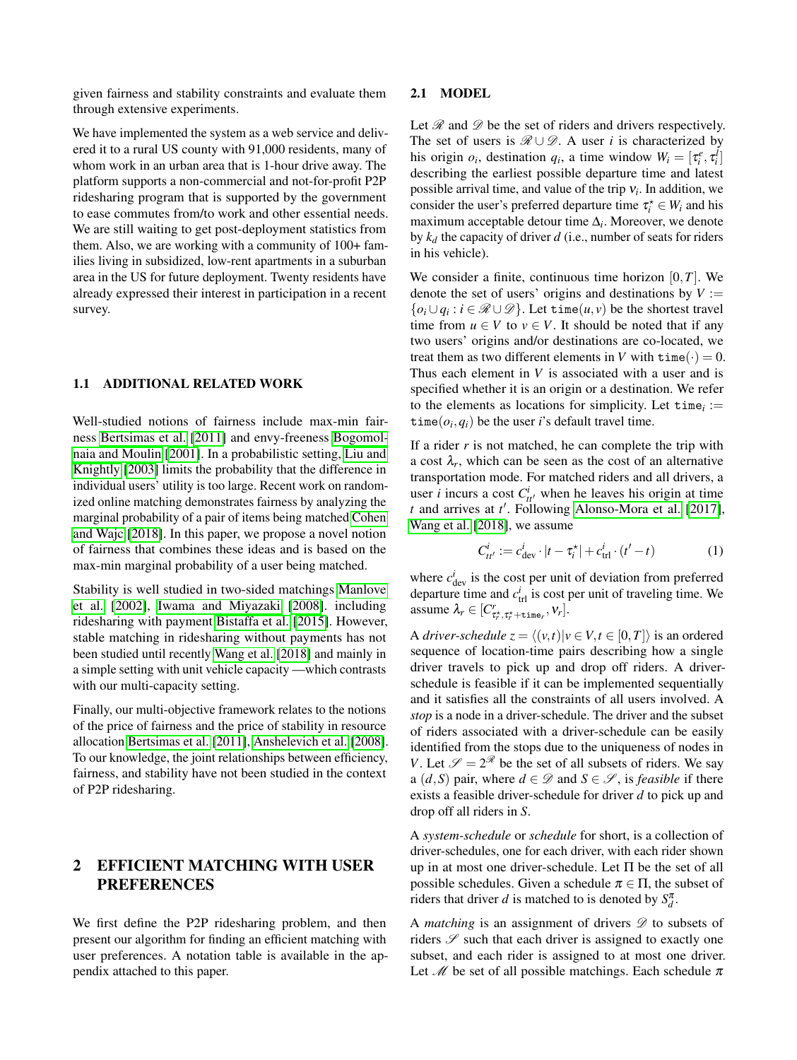given fairness and stability constraints and evaluate them through extensive experiments.

We have implemented the system as a web service and delivered it to a rural US county with 91,000 residents, many of whom work in an urban area that is 1-hour drive away. The platform supports a non-commercial and not-for-profit P2P ridesharing program that is supported by the government to ease commutes from/to work and other essential needs. We are still waiting to get post-deployment statistics from them. Also, we are working with a community of 100+ families living in subsidized, low-rent apartments in a suburban area in the US for future deployment. Twenty residents have already expressed their interest in participation in a recent survey.

### 1.1 ADDITIONAL RELATED WORK

Well-studied notions of fairness include max-min fairness Bertsimas et al. [2011] and envy-freeness Bogomolnaia and Moulin [2001]. In a probabilistic setting, Liu and Knightly [2003] limits the probability that the difference in individual users' utility is too large. Recent work on randomized online matching demonstrates fairness by analyzing the marginal probability of a pair of items being matched Cohen and Wajc [2018]. In this paper, we propose a novel notion of fairness that combines these ideas and is based on the max-min marginal probability of a user being matched.

Stability is well studied in two-sided matchings Manlove et al. [2002], Iwama and Miyazaki [2008]. including ridesharing with payment Bistaffa et al. [2015]. However, stable matching in ridesharing without payments has not been studied until recently Wang et al. [2018] and mainly in a simple setting with unit vehicle capacity —which contrasts with our multi-capacity setting.

Finally, our multi-objective framework relates to the notions of the price of fairness and the price of stability in resource allocation Bertsimas et al. [2011], Anshelevich et al. [2008]. To our knowledge, the joint relationships between efficiency, fairness, and stability have not been studied in the context of P2P ridesharing.

## 2 EFFICIENT MATCHING WITH USER PREFERENCES

We first define the P2P ridesharing problem, and then present our algorithm for finding an efficient matching with user preferences. A notation table is available in the appendix attached to this paper.

### 2.1 MODEL

Let $\mathscr{R}$ and $\mathscr{D}$ be the set of riders and drivers respectively. The set of users is $\mathscr{R} \cup \mathscr{D}$. A user $i$ is characterized by his origin $o_i$, destination $q_i$, a time window $W_i = [\tau_i^e, \tau_i^l]$ describing the earliest possible departure time and latest possible arrival time, and value of the trip $v_i$. In addition, we consider the user's preferred departure time $\tau_i^\star \in W_i$ and his maximum acceptable detour time $\Delta_i$. Moreover, we denote by $k_d$ the capacity of driver $d$ (i.e., number of seats for riders in his vehicle).

We consider a finite, continuous time horizon $[0,T]$. We denote the set of users' origins and destinations by $V := \{o_i \cup q_i : i \in \mathscr{R} \cup \mathscr{D}\}$. Let $\texttt{time}(u,v)$ be the shortest travel time from $u \in V$ to $v \in V$. It should be noted that if any two users' origins and/or destinations are co-located, we treat them as two different elements in $V$ with $\texttt{time}(\cdot) = 0$. Thus each element in $V$ is associated with a user and is specified whether it is an origin or a destination. We refer to the elements as locations for simplicity. Let $\texttt{time}_i := \texttt{time}(o_i, q_i)$ be the user $i$'s default travel time.

If a rider $r$ is not matched, he can complete the trip with a cost $\lambda_r$, which can be seen as the cost of an alternative transportation mode. For matched riders and all drivers, a user $i$ incurs a cost $C^i_{tt'}$ when he leaves his origin at time $t$ and arrives at $t'$. Following Alonso-Mora et al. [2017], Wang et al. [2018], we assume

$$C^i_{tt'} := c^i_{\text{dev}} \cdot |t - \tau_i^\star| + c^i_{\text{trl}} \cdot (t' - t) \tag{1}$$

where $c^i_{\text{dev}}$ is the cost per unit of deviation from preferred departure time and $c^i_{\text{trl}}$ is cost per unit of traveling time. We assume $\lambda_r \in [C^r_{\tau_r^\star, \tau_r^\star + \texttt{time}_r}, v_r]$.

A *driver-schedule* $z = \langle (v,t) | v \in V, t \in [0,T] \rangle$ is an ordered sequence of location-time pairs describing how a single driver travels to pick up and drop off riders. A driver-schedule is feasible if it can be implemented sequentially and it satisfies all the constraints of all users involved. A *stop* is a node in a driver-schedule. The driver and the subset of riders associated with a driver-schedule can be easily identified from the stops due to the uniqueness of nodes in $V$. Let $\mathscr{S} = 2^{\mathscr{R}}$ be the set of all subsets of riders. We say a $(d,S)$ pair, where $d \in \mathscr{D}$ and $S \in \mathscr{S}$, is *feasible* if there exists a feasible driver-schedule for driver $d$ to pick up and drop off all riders in $S$.

A *system-schedule* or *schedule* for short, is a collection of driver-schedules, one for each driver, with each rider shown up in at most one driver-schedule. Let $\Pi$ be the set of all possible schedules. Given a schedule $\pi \in \Pi$, the subset of riders that driver $d$ is matched to is denoted by $S_d^\pi$.

A *matching* is an assignment of drivers $\mathscr{D}$ to subsets of riders $\mathscr{S}$ such that each driver is assigned to exactly one subset, and each rider is assigned to at most one driver. Let $\mathscr{M}$ be set of all possible matchings. Each schedule $\pi$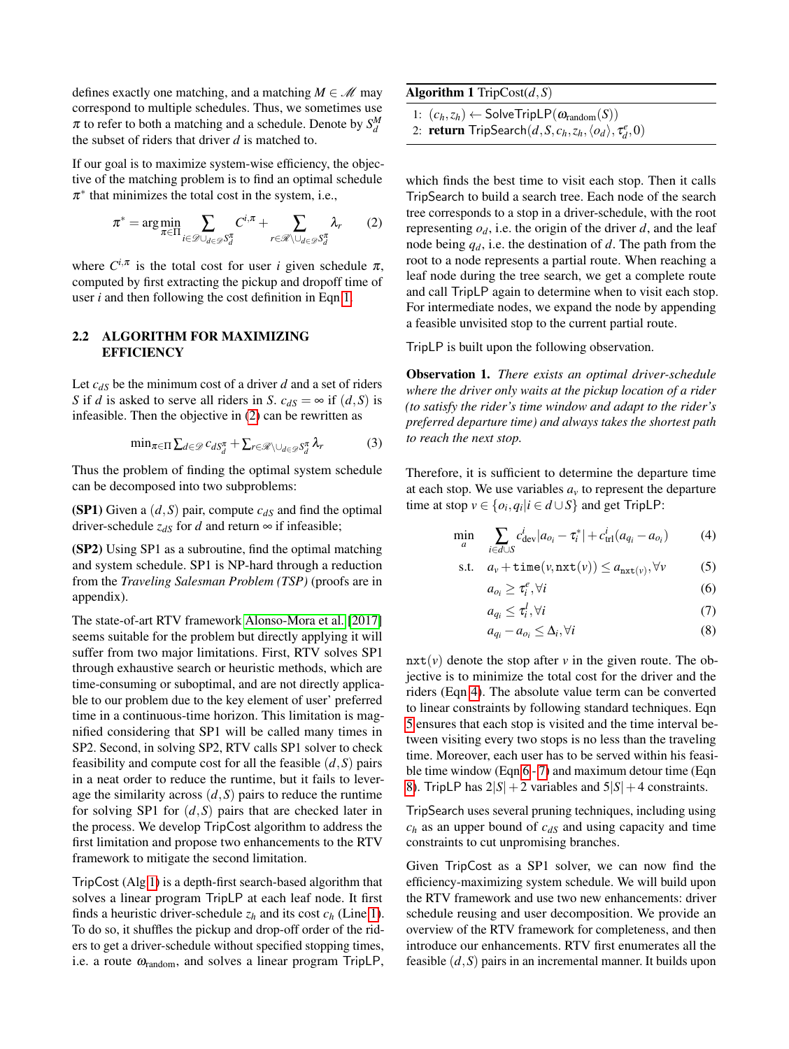defines exactly one matching, and a matching $M \in \mathcal{M}$ may correspond to multiple schedules. Thus, we sometimes use $\pi$ to refer to both a matching and a schedule. Denote by $S_d^M$ the subset of riders that driver $d$ is matched to.

If our goal is to maximize system-wise efficiency, the objective of the matching problem is to find an optimal schedule $\pi^*$ that minimizes the total cost in the system, i.e.,

$$\pi^* = \arg\min_{\pi \in \Pi} \sum_{i \in \mathcal{D} \cup_{d \in \mathcal{D}} S_d^\pi} C^{i,\pi} + \sum_{r \in \mathcal{R} \setminus \cup_{d \in \mathcal{D}} S_d^\pi} \lambda_r \qquad (2)$$

where $C^{i,\pi}$ is the total cost for user $i$ given schedule $\pi$, computed by first extracting the pickup and dropoff time of user $i$ and then following the cost definition in Eqn 1.

## 2.2 ALGORITHM FOR MAXIMIZING EFFICIENCY

Let $c_{dS}$ be the minimum cost of a driver $d$ and a set of riders $S$ if $d$ is asked to serve all riders in $S$. $c_{dS} = \infty$ if $(d,S)$ is infeasible. Then the objective in (2) can be rewritten as

$$\min_{\pi \in \Pi} \sum_{d \in \mathcal{D}} c_{dS_d^\pi} + \sum_{r \in \mathcal{R} \setminus \cup_{d \in \mathcal{D}} S_d^\pi} \lambda_r \qquad (3)$$

Thus the problem of finding the optimal system schedule can be decomposed into two subproblems:

**(SP1)** Given a $(d,S)$ pair, compute $c_{dS}$ and find the optimal driver-schedule $z_{dS}$ for $d$ and return $\infty$ if infeasible;

**(SP2)** Using SP1 as a subroutine, find the optimal matching and system schedule. SP1 is NP-hard through a reduction from the *Traveling Salesman Problem (TSP)* (proofs are in appendix).

The state-of-art RTV framework Alonso-Mora et al. [2017] seems suitable for the problem but directly applying it will suffer from two major limitations. First, RTV solves SP1 through exhaustive search or heuristic methods, which are time-consuming or suboptimal, and are not directly applicable to our problem due to the key element of user' preferred time in a continuous-time horizon. This limitation is magnified considering that SP1 will be called many times in SP2. Second, in solving SP2, RTV calls SP1 solver to check feasibility and compute cost for all the feasible $(d,S)$ pairs in a neat order to reduce the runtime, but it fails to leverage the similarity across $(d,S)$ pairs to reduce the runtime for solving SP1 for $(d,S)$ pairs that are checked later in the process. We develop TripCost algorithm to address the first limitation and propose two enhancements to the RTV framework to mitigate the second limitation.

TripCost (Alg 1) is a depth-first search-based algorithm that solves a linear program TripLP at each leaf node. It first finds a heuristic driver-schedule $z_h$ and its cost $c_h$ (Line 1). To do so, it shuffles the pickup and drop-off order of the riders to get a driver-schedule without specified stopping times, i.e. a route $\omega_{\text{random}}$, and solves a linear program TripLP,

---

**Algorithm 1** TripCost$(d,S)$

1: $(c_h, z_h) \leftarrow \mathsf{SolveTripLP}(\omega_{\text{random}}(S))$
2: **return** TripSearch$(d, S, c_h, z_h, \langle o_d \rangle, \tau_d^e, 0)$

---

which finds the best time to visit each stop. Then it calls TripSearch to build a search tree. Each node of the search tree corresponds to a stop in a driver-schedule, with the root representing $o_d$, i.e. the origin of the driver $d$, and the leaf node being $q_d$, i.e. the destination of $d$. The path from the root to a node represents a partial route. When reaching a leaf node during the tree search, we get a complete route and call TripLP again to determine when to visit each stop. For intermediate nodes, we expand the node by appending a feasible unvisited stop to the current partial route.

TripLP is built upon the following observation.

**Observation 1.** *There exists an optimal driver-schedule where the driver only waits at the pickup location of a rider (to satisfy the rider's time window and adapt to the rider's preferred departure time) and always takes the shortest path to reach the next stop.*

Therefore, it is sufficient to determine the departure time at each stop. We use variables $a_v$ to represent the departure time at stop $v \in \{o_i, q_i | i \in d \cup S\}$ and get TripLP:

$$\min_{a} \quad \sum_{i \in d \cup S} c_{\text{dev}}^i |a_{o_i} - \tau_i^*| + c_{\text{trl}}^i (a_{q_i} - a_{o_i}) \qquad (4)$$

$$\text{s.t.} \quad a_v + \texttt{time}(v, \texttt{nxt}(v)) \le a_{\texttt{nxt}(v)}, \forall v \qquad (5)$$

$$a_{o_i} \ge \tau_i^e, \forall i \qquad (6)$$

$$a_{q_i} \le \tau_i^l, \forall i \qquad (7)$$

$$a_{q_i} - a_{o_i} \le \Delta_i, \forall i \qquad (8)$$

$\texttt{nxt}(v)$ denote the stop after $v$ in the given route. The objective is to minimize the total cost for the driver and the riders (Eqn 4). The absolute value term can be converted to linear constraints by following standard techniques. Eqn 5 ensures that each stop is visited and the time interval between visiting every two stops is no less than the traveling time. Moreover, each user has to be served within his feasible time window (Eqn 6 - 7) and maximum detour time (Eqn 8). TripLP has $2|S|+2$ variables and $5|S|+4$ constraints.

TripSearch uses several pruning techniques, including using $c_h$ as an upper bound of $c_{dS}$ and using capacity and time constraints to cut unpromising branches.

Given TripCost as a SP1 solver, we can now find the efficiency-maximizing system schedule. We will build upon the RTV framework and use two new enhancements: driver schedule reusing and user decomposition. We provide an overview of the RTV framework for completeness, and then introduce our enhancements. RTV first enumerates all the feasible $(d,S)$ pairs in an incremental manner. It builds upon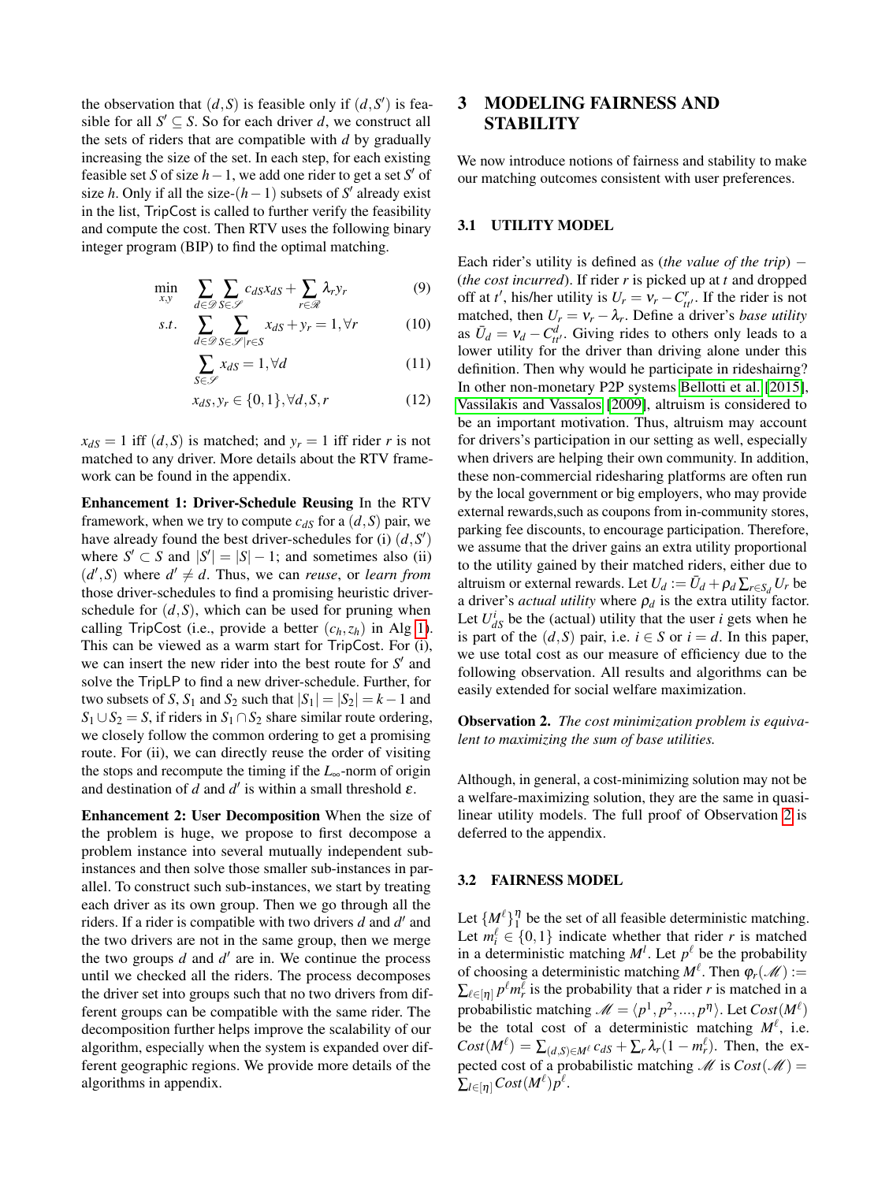the observation that $(d,S)$ is feasible only if $(d,S')$ is feasible for all $S' \subseteq S$. So for each driver $d$, we construct all the sets of riders that are compatible with $d$ by gradually increasing the size of the set. In each step, for each existing feasible set $S$ of size $h-1$, we add one rider to get a set $S'$ of size $h$. Only if all the size-$(h-1)$ subsets of $S'$ already exist in the list, TripCost is called to further verify the feasibility and compute the cost. Then RTV uses the following binary integer program (BIP) to find the optimal matching.

$$\min_{x,y} \quad \sum_{d\in\mathscr{D}}\sum_{S\in\mathscr{S}} c_{dS}x_{dS} + \sum_{r\in\mathscr{R}} \lambda_r y_r \tag{9}$$

$$s.t. \quad \sum_{d\in\mathscr{D}}\sum_{S\in\mathscr{S}|r\in S} x_{dS} + y_r = 1, \forall r \tag{10}$$

$$\sum_{S\in\mathscr{S}} x_{dS} = 1, \forall d \tag{11}$$

$$x_{dS}, y_r \in \{0,1\}, \forall d, S, r \tag{12}$$

$x_{dS} = 1$ iff $(d,S)$ is matched; and $y_r = 1$ iff rider $r$ is not matched to any driver. More details about the RTV framework can be found in the appendix.

**Enhancement 1: Driver-Schedule Reusing** In the RTV framework, when we try to compute $c_{dS}$ for a $(d,S)$ pair, we have already found the best driver-schedules for (i) $(d,S')$ where $S' \subset S$ and $|S'| = |S|-1$; and sometimes also (ii) $(d',S)$ where $d' \neq d$. Thus, we can *reuse*, or *learn from* those driver-schedules to find a promising heuristic driver-schedule for $(d,S)$, which can be used for pruning when calling TripCost (i.e., provide a better $(c_h, z_h)$ in Alg 1). This can be viewed as a warm start for TripCost. For (i), we can insert the new rider into the best route for $S'$ and solve the TripLP to find a new driver-schedule. Further, for two subsets of $S$, $S_1$ and $S_2$ such that $|S_1| = |S_2| = k-1$ and $S_1 \cup S_2 = S$, if riders in $S_1 \cap S_2$ share similar route ordering, we closely follow the common ordering to get a promising route. For (ii), we can directly reuse the order of visiting the stops and recompute the timing if the $L_\infty$-norm of origin and destination of $d$ and $d'$ is within a small threshold $\varepsilon$.

**Enhancement 2: User Decomposition** When the size of the problem is huge, we propose to first decompose a problem instance into several mutually independent sub-instances and then solve those smaller sub-instances in parallel. To construct such sub-instances, we start by treating each driver as its own group. Then we go through all the riders. If a rider is compatible with two drivers $d$ and $d'$ and the two drivers are not in the same group, then we merge the two groups $d$ and $d'$ are in. We continue the process until we checked all the riders. The process decomposes the driver set into groups such that no two drivers from different groups can be compatible with the same rider. The decomposition further helps improve the scalability of our algorithm, especially when the system is expanded over different geographic regions. We provide more details of the algorithms in appendix.

# 3 MODELING FAIRNESS AND STABILITY

We now introduce notions of fairness and stability to make our matching outcomes consistent with user preferences.

## 3.1 UTILITY MODEL

Each rider's utility is defined as (*the value of the trip*) $-$ (*the cost incurred*). If rider $r$ is picked up at $t$ and dropped off at $t'$, his/her utility is $U_r = v_r - C^r_{tt'}$. If the rider is not matched, then $U_r = v_r - \lambda_r$. Define a driver's *base utility* as $\bar{U}_d = v_d - C^d_{tt'}$. Giving rides to others only leads to a lower utility for the driver than driving alone under this definition. Then why would he participate in rideshairng? In other non-monetary P2P systems Bellotti et al. [2015], Vassilakis and Vassalos [2009], altruism is considered to be an important motivation. Thus, altruism may account for drivers's participation in our setting as well, especially when drivers are helping their own community. In addition, these non-commercial ridesharing platforms are often run by the local government or big employers, who may provide external rewards,such as coupons from in-community stores, parking fee discounts, to encourage participation. Therefore, we assume that the driver gains an extra utility proportional to the utility gained by their matched riders, either due to altruism or external rewards. Let $U_d := \bar{U}_d + \rho_d \sum_{r\in S_d} U_r$ be a driver's *actual utility* where $\rho_d$ is the extra utility factor. Let $U^i_{dS}$ be the (actual) utility that the user $i$ gets when he is part of the $(d,S)$ pair, i.e. $i \in S$ or $i = d$. In this paper, we use total cost as our measure of efficiency due to the following observation. All results and algorithms can be easily extended for social welfare maximization.

**Observation 2.** *The cost minimization problem is equivalent to maximizing the sum of base utilities.*

Although, in general, a cost-minimizing solution may not be a welfare-maximizing solution, they are the same in quasi-linear utility models. The full proof of Observation 2 is deferred to the appendix.

## 3.2 FAIRNESS MODEL

Let $\{M^\ell\}_1^\eta$ be the set of all feasible deterministic matching. Let $m^\ell_i \in \{0,1\}$ indicate whether that rider $r$ is matched in a deterministic matching $M^l$. Let $p^\ell$ be the probability of choosing a deterministic matching $M^\ell$. Then $\varphi_r(\mathscr{M}) := \sum_{\ell\in[\eta]} p^\ell m^\ell_r$ is the probability that a rider $r$ is matched in a probabilistic matching $\mathscr{M} = \langle p^1, p^2, ..., p^\eta \rangle$. Let $Cost(M^\ell)$ be the total cost of a deterministic matching $M^\ell$, i.e. $Cost(M^\ell) = \sum_{(d,S)\in M^\ell} c_{dS} + \sum_r \lambda_r(1-m^\ell_r)$. Then, the expected cost of a probabilistic matching $\mathscr{M}$ is $Cost(\mathscr{M}) = \sum_{l\in[\eta]} Cost(M^\ell)p^\ell$.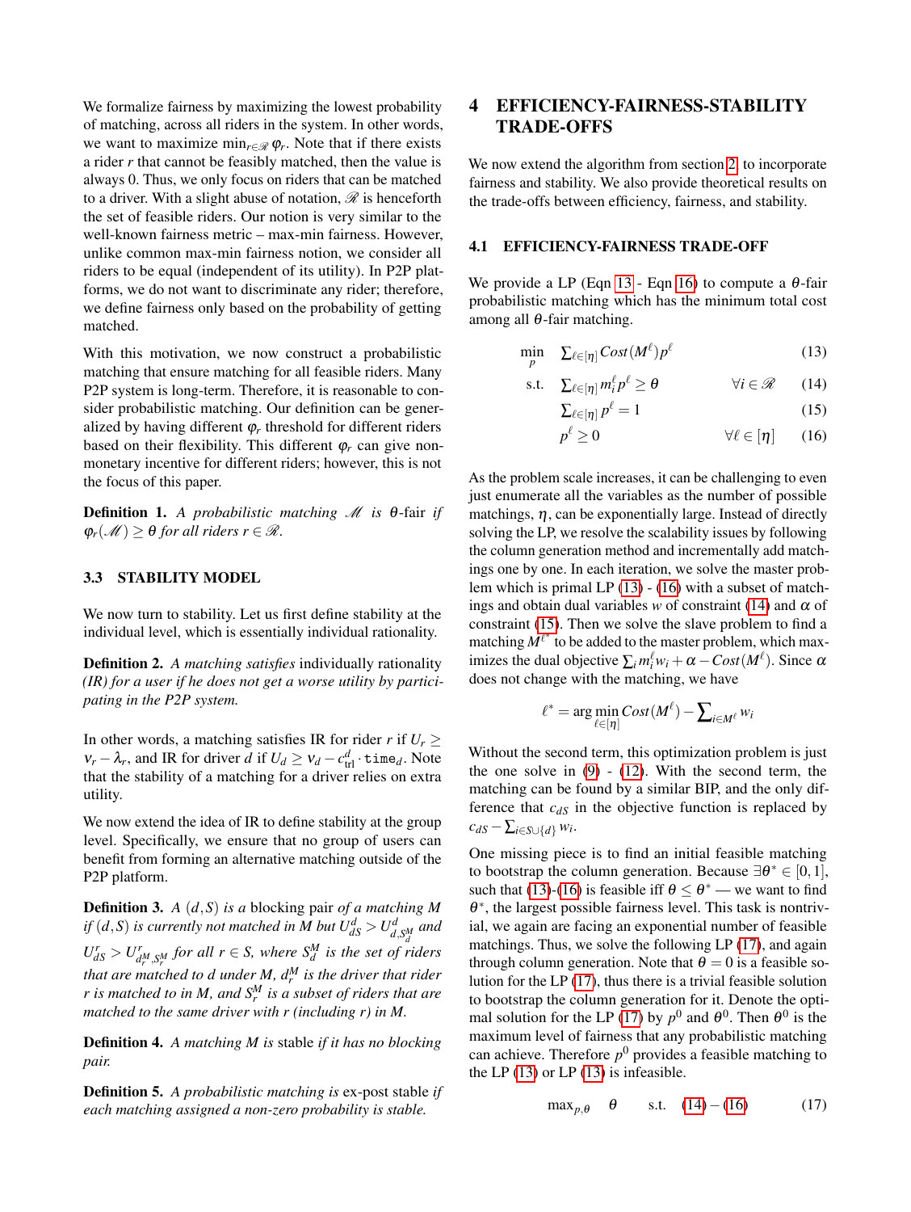We formalize fairness by maximizing the lowest probability of matching, across all riders in the system. In other words, we want to maximize $\min_{r \in \mathscr{R}} \varphi_r$. Note that if there exists a rider $r$ that cannot be feasibly matched, then the value is always 0. Thus, we only focus on riders that can be matched to a driver. With a slight abuse of notation, $\mathscr{R}$ is henceforth the set of feasible riders. Our notion is very similar to the well-known fairness metric – max-min fairness. However, unlike common max-min fairness notion, we consider all riders to be equal (independent of its utility). In P2P platforms, we do not want to discriminate any rider; therefore, we define fairness only based on the probability of getting matched.

With this motivation, we now construct a probabilistic matching that ensure matching for all feasible riders. Many P2P system is long-term. Therefore, it is reasonable to consider probabilistic matching. Our definition can be generalized by having different $\varphi_r$ threshold for different riders based on their flexibility. This different $\varphi_r$ can give non-monetary incentive for different riders; however, this is not the focus of this paper.

**Definition 1.** *A probabilistic matching $\mathscr{M}$ is* $\theta$-fair *if $\varphi_r(\mathscr{M}) \geq \theta$ for all riders $r \in \mathscr{R}$.*

### 3.3 STABILITY MODEL

We now turn to stability. Let us first define stability at the individual level, which is essentially individual rationality.

**Definition 2.** *A matching satisfies* individually rationality *(IR) for a user if he does not get a worse utility by participating in the P2P system.*

In other words, a matching satisfies IR for rider $r$ if $U_r \geq v_r - \lambda_r$, and IR for driver $d$ if $U_d \geq v_d - c^d_{\text{trl}} \cdot \texttt{time}_d$. Note that the stability of a matching for a driver relies on extra utility.

We now extend the idea of IR to define stability at the group level. Specifically, we ensure that no group of users can benefit from forming an alternative matching outside of the P2P platform.

**Definition 3.** *A $(d,S)$ is a* blocking pair *of a matching $M$ if $(d,S)$ is currently not matched in $M$ but $U^d_{dS} > U^d_{d,S^M_d}$ and $U^r_{dS} > U^r_{d^M_r,S^M_r}$ for all $r \in S$, where $S^M_d$ is the set of riders that are matched to $d$ under $M$, $d^M_r$ is the driver that rider $r$ is matched to in $M$, and $S^M_r$ is a subset of riders that are matched to the same driver with $r$ (including $r$) in $M$.*

**Definition 4.** *A matching $M$ is* stable *if it has no blocking pair.*

**Definition 5.** *A probabilistic matching is* ex-post stable *if each matching assigned a non-zero probability is stable.*

## 4 EFFICIENCY-FAIRNESS-STABILITY TRADE-OFFS

We now extend the algorithm from section 2 to incorporate fairness and stability. We also provide theoretical results on the trade-offs between efficiency, fairness, and stability.

### 4.1 EFFICIENCY-FAIRNESS TRADE-OFF

We provide a LP (Eqn 13 - Eqn 16) to compute a $\theta$-fair probabilistic matching which has the minimum total cost among all $\theta$-fair matching.

$$\min_{p} \quad \sum_{\ell \in [\eta]} Cost(M^\ell) p^\ell \tag{13}$$

$$\text{s.t.} \quad \sum_{\ell \in [\eta]} m^\ell_i p^\ell \geq \theta \qquad \forall i \in \mathscr{R} \tag{14}$$

$$\sum_{\ell \in [\eta]} p^\ell = 1 \tag{15}$$

$$p^\ell \geq 0 \qquad \forall \ell \in [\eta] \tag{16}$$

As the problem scale increases, it can be challenging to even just enumerate all the variables as the number of possible matchings, $\eta$, can be exponentially large. Instead of directly solving the LP, we resolve the scalability issues by following the column generation method and incrementally add matchings one by one. In each iteration, we solve the master problem which is primal LP (13) - (16) with a subset of matchings and obtain dual variables $w$ of constraint (14) and $\alpha$ of constraint (15). Then we solve the slave problem to find a matching $M^{\ell^*}$ to be added to the master problem, which maximizes the dual objective $\sum_i m^\ell_i w_i + \alpha - Cost(M^\ell)$. Since $\alpha$ does not change with the matching, we have

$$\ell^* = \arg\min_{\ell \in [\eta]} Cost(M^\ell) - \sum_{i \in M^\ell} w_i$$

Without the second term, this optimization problem is just the one solve in (9) - (12). With the second term, the matching can be found by a similar BIP, and the only difference that $c_{dS}$ in the objective function is replaced by $c_{dS} - \sum_{i \in S \cup \{d\}} w_i$.

One missing piece is to find an initial feasible matching to bootstrap the column generation. Because $\exists \theta^* \in [0,1]$, such that (13)-(16) is feasible iff $\theta \leq \theta^*$ — we want to find $\theta^*$, the largest possible fairness level. This task is nontrivial, we again are facing an exponential number of feasible matchings. Thus, we solve the following LP (17), and again through column generation. Note that $\theta = 0$ is a feasible solution for the LP (17), thus there is a trivial feasible solution to bootstrap the column generation for it. Denote the optimal solution for the LP (17) by $p^0$ and $\theta^0$. Then $\theta^0$ is the maximum level of fairness that any probabilistic matching can achieve. Therefore $p^0$ provides a feasible matching to the LP (13) or LP (13) is infeasible.

$$\max_{p,\theta} \quad \theta \qquad \text{s.t.} \quad (14) - (16) \tag{17}$$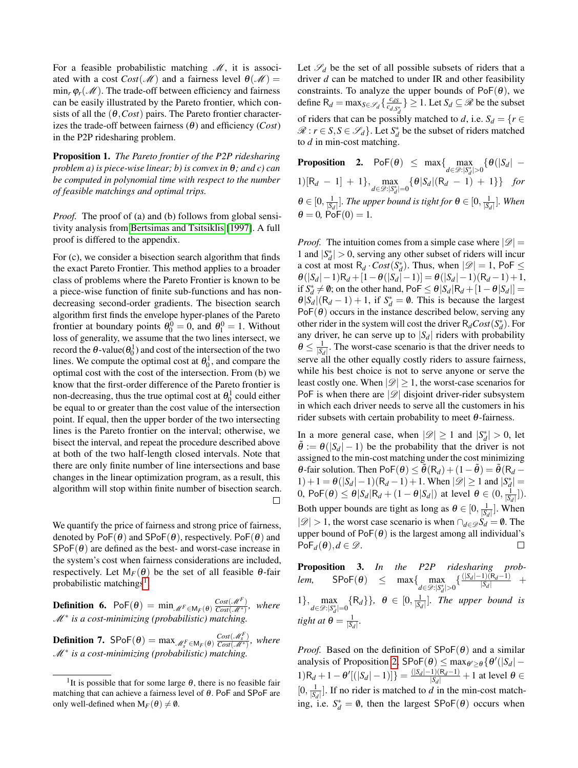For a feasible probabilistic matching $\mathscr{M}$, it is associated with a cost $Cost(\mathscr{M})$ and a fairness level $\theta(\mathscr{M}) = \min_r \varphi_r(\mathscr{M})$. The trade-off between efficiency and fairness can be easily illustrated by the Pareto frontier, which consists of all the $(\theta, Cost)$ pairs. The Pareto frontier characterizes the trade-off between fairness ($\theta$) and efficiency ($Cost$) in the P2P ridesharing problem.

**Proposition 1.** *The Pareto frontier of the P2P ridesharing problem a) is piece-wise linear; b) is convex in $\theta$; and c) can be computed in polynomial time with respect to the number of feasible matchings and optimal trips.*

*Proof.* The proof of (a) and (b) follows from global sensitivity analysis from Bertsimas and Tsitsiklis [1997]. A full proof is differed to the appendix.

For (c), we consider a bisection search algorithm that finds the exact Pareto Frontier. This method applies to a broader class of problems where the Pareto Frontier is known to be a piece-wise function of finite sub-functions and has non-decreasing second-order gradients. The bisection search algorithm first finds the envelope hyper-planes of the Pareto frontier at boundary points $\theta_0^0 = 0$, and $\theta_1^0 = 1$. Without loss of generality, we assume that the two lines intersect, we record the $\theta$-value($\theta_0^1$) and cost of the intersection of the two lines. We compute the optimal cost at $\theta_0^1$, and compare the optimal cost with the cost of the intersection. From (b) we know that the first-order difference of the Pareto frontier is non-decreasing, thus the true optimal cost at $\theta_0^1$ could either be equal to or greater than the cost value of the intersection point. If equal, then the upper border of the two intersecting lines is the Pareto frontier on the interval; otherwise, we bisect the interval, and repeat the procedure described above at both of the two half-length closed intervals. Note that there are only finite number of line intersections and base changes in the linear optimization program, as a result, this algorithm will stop within finite number of bisection search. □

We quantify the price of fairness and strong price of fairness, denoted by $\mathsf{PoF}(\theta)$ and $\mathsf{SPoF}(\theta)$, respectively. $\mathsf{PoF}(\theta)$ and $\mathsf{SPoF}(\theta)$ are defined as the best- and worst-case increase in the system's cost when fairness considerations are included, respectively. Let $\mathsf{M}_F(\theta)$ be the set of all feasible $\theta$-fair probabilistic matchings[1].

**Definition 6.** $\mathsf{PoF}(\theta) = \min_{\mathscr{M}^F \in \mathsf{M}_F(\theta)} \frac{Cost(\mathscr{M}^F)}{Cost(\mathscr{M}^*)}$, *where $\mathscr{M}^*$ is a cost-minimizing (probabilistic) matching.*

**Definition 7.** $\mathsf{SPoF}(\theta) = \max_{\mathscr{M}_s^F \in \mathsf{M}_F(\theta)} \frac{Cost(\mathscr{M}_s^F)}{Cost(\mathscr{M}^*)}$, *where $\mathscr{M}^*$ is a cost-minimizing (probabilistic) matching.*

[1]It is possible that for some large $\theta$, there is no feasible fair matching that can achieve a fairness level of $\theta$. PoF and SPoF are only well-defined when $\mathsf{M}_F(\theta) \neq \emptyset$.

Let $\mathscr{S}_d$ be the set of all possible subsets of riders that a driver $d$ can be matched to under IR and other feasibility constraints. To analyze the upper bounds of $\mathsf{PoF}(\theta)$, we define $\mathsf{R}_d = \max_{S \in \mathscr{S}_d} \{\frac{c_{dS}}{c_{d,S_d^*}}\} \geq 1$. Let $S_d \subseteq \mathscr{R}$ be the subset of riders that can be possibly matched to $d$, i.e. $S_d = \{r \in \mathscr{R} : r \in S, S \in \mathscr{S}_d\}$. Let $S_d^*$ be the subset of riders matched to $d$ in min-cost matching.

**Proposition 2.** $\mathsf{PoF}(\theta) \leq \max\{\max_{d \in \mathscr{D}:|S_d^*|>0} \{\theta(|S_d| - 1)[\mathsf{R}_d - 1] + 1\}, \max_{d \in \mathscr{D}:|S_d^*|=0} \{\theta|S_d|(\mathsf{R}_d - 1) + 1\}\}$ *for $\theta \in [0, \frac{1}{|S_d|}]$. The upper bound is tight for $\theta \in [0, \frac{1}{|S_d|}]$. When $\theta = 0$, $\mathsf{PoF}(0) = 1$.*

*Proof.* The intuition comes from a simple case where $|\mathscr{D}| = 1$ and $|S_d^*| > 0$, serving any other subset of riders will incur a cost at most $\mathsf{R}_d \cdot Cost(S_d^*)$. Thus, when $|\mathscr{D}| = 1$, $\mathsf{PoF} \leq \theta(|S_d| - 1)\mathsf{R}_d + [1 - \theta(|S_d| - 1)] = \theta(|S_d| - 1)(\mathsf{R}_d - 1) + 1$, if $S_d^* \neq \emptyset$; on the other hand, $\mathsf{PoF} \leq \theta|S_d|\mathsf{R}_d + [1 - \theta|S_d|] = \theta|S_d|(\mathsf{R}_d - 1) + 1$, if $S_d^* = \emptyset$. This is because the largest $\mathsf{PoF}(\theta)$ occurs in the instance described below, serving any other rider in the system will cost the driver $\mathsf{R}_d Cost(S_d^*)$. For any driver, he can serve up to $|S_d|$ riders with probability $\theta \leq \frac{1}{|S_d|}$. The worst-case scenario is that the driver needs to serve all the other equally costly riders to assure fairness, while his best choice is not to serve anyone or serve the least costly one. When $|\mathscr{D}| \geq 1$, the worst-case scenarios for PoF is when there are $|\mathscr{D}|$ disjoint driver-rider subsystem in which each driver needs to serve all the customers in his rider subsets with certain probability to meet $\theta$-fairness.

In a more general case, when $|\mathscr{D}| \geq 1$ and $|S_d^*| > 0$, let $\tilde{\theta} := \theta(|S_d| - 1)$ be the probability that the driver is not assigned to the min-cost matching under the cost minimizing $\theta$-fair solution. Then $\mathsf{PoF}(\theta) \leq \tilde{\theta}(\mathsf{R}_d) + (1 - \tilde{\theta}) = \tilde{\theta}(\mathsf{R}_d - 1) + 1 = \theta(|S_d| - 1)(\mathsf{R}_d - 1) + 1$. When $|\mathscr{D}| \geq 1$ and $|S_d^*| = 0$, $\mathsf{PoF}(\theta) \leq \theta|S_d|\mathsf{R}_d + (1 - \theta|S_d|)$ at level $\theta \in (0, \frac{1}{|S_d|}])$. Both upper bounds are tight as long as $\theta \in [0, \frac{1}{|S_d|}]$. When $|\mathscr{D}| > 1$, the worst case scenario is when $\cap_{d \in \mathscr{D}} S_d = \emptyset$. The upper bound of $\mathsf{PoF}(\theta)$ is the largest among all individual's $\mathsf{PoF}_d(\theta), d \in \mathscr{D}$. □

**Proposition 3.** *In the P2P ridesharing problem,* $\mathsf{SPoF}(\theta) \leq \max\{\max_{d \in \mathscr{D}:|S_d^*|>0} \{\frac{(|S_d|-1)(\mathsf{R}_d-1)}{|S_d|} + 1\}, \max_{d \in \mathscr{D}:|S_d^*|=0} \{\mathsf{R}_d\}\}$, $\theta \in [0, \frac{1}{|S_d|}]$. *The upper bound is tight at $\theta = \frac{1}{|S_d|}$.*

*Proof.* Based on the definition of $\mathsf{SPoF}(\theta)$ and a similar analysis of Proposition 2, $\mathsf{SPoF}(\theta) \leq \max_{\theta' \geq \theta} \{\theta'(|S_d| - 1)\mathsf{R}_d + 1 - \theta'[(|S_d| - 1)]\} = \frac{(|S_d|-1)(\mathsf{R}_d-1)}{|S_d|} + 1$ at level $\theta \in [0, \frac{1}{|S_d|}]$. If no rider is matched to $d$ in the min-cost matching, i.e. $S_d^* = \emptyset$, then the largest $\mathsf{SPoF}(\theta)$ occurs when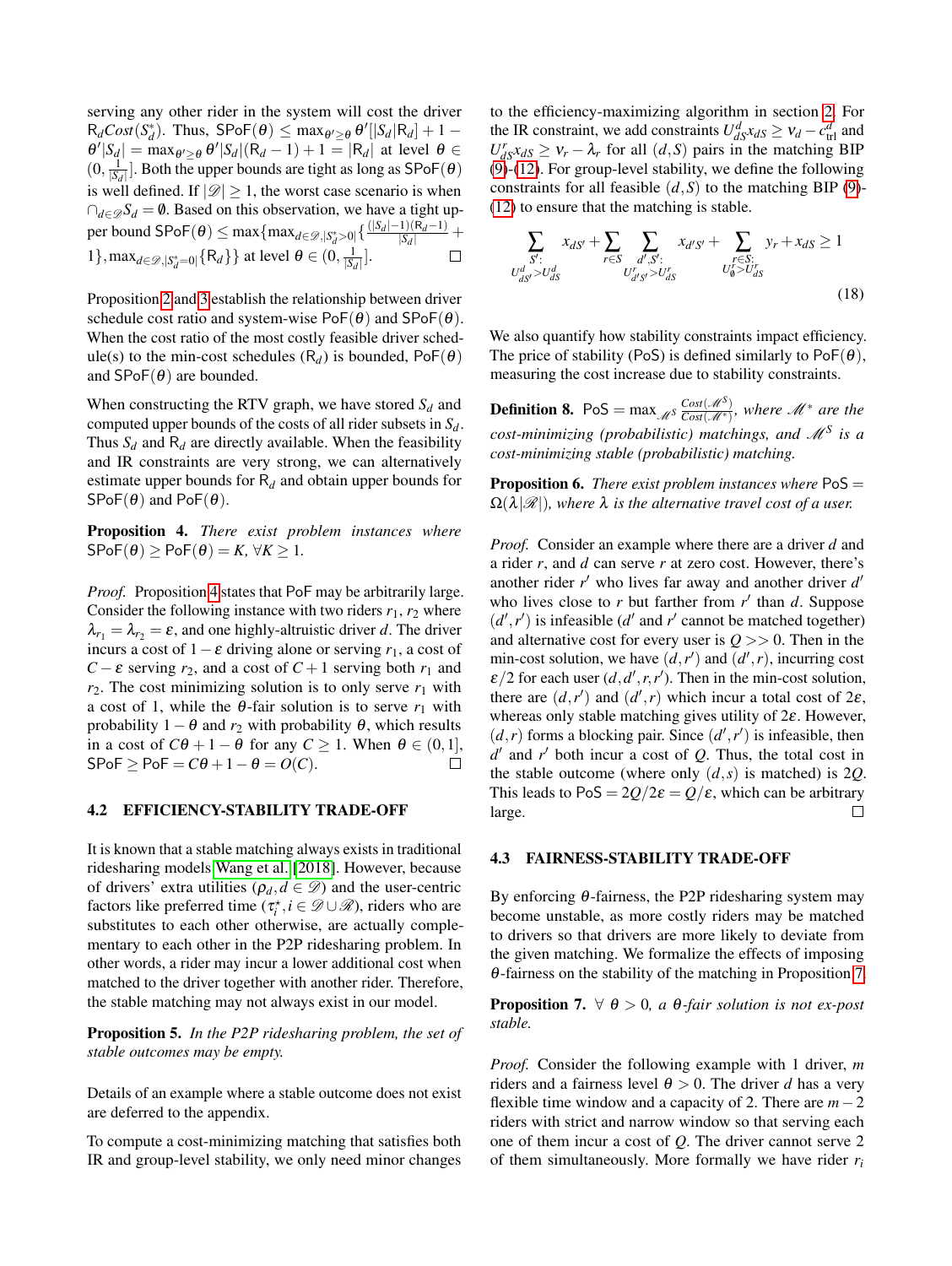serving any other rider in the system will cost the driver $\mathsf{R}_d Cost(S_d^*)$. Thus, $\mathsf{SPoF}(\theta) \leq \max_{\theta' \geq \theta} \theta'[|S_d|\mathsf{R}_d] + 1 - \theta'|S_d| = \max_{\theta' \geq \theta} \theta'|S_d|(\mathsf{R}_d - 1) + 1 = |\mathsf{R}_d|$ at level $\theta \in (0, \frac{1}{|S_d|}]$. Both the upper bounds are tight as long as $\mathsf{SPoF}(\theta)$ is well defined. If $|\mathscr{D}| \geq 1$, the worst case scenario is when $\cap_{d \in \mathscr{D}} S_d = \emptyset$. Based on this observation, we have a tight upper bound $\mathsf{SPoF}(\theta) \leq \max\{\max_{d \in \mathscr{D}, |S_d^*|>0} \{\frac{(|S_d|-1)(\mathsf{R}_d-1)}{|S_d|} + 1\}, \max_{d \in \mathscr{D}, |S_d^*|=0} \{\mathsf{R}_d\}\}$ at level $\theta \in (0, \frac{1}{|S_d|}]$. □

Proposition 2 and 3 establish the relationship between driver schedule cost ratio and system-wise $\mathsf{PoF}(\theta)$ and $\mathsf{SPoF}(\theta)$. When the cost ratio of the most costly feasible driver schedule(s) to the min-cost schedules ($\mathsf{R}_d$) is bounded, $\mathsf{PoF}(\theta)$ and $\mathsf{SPoF}(\theta)$ are bounded.

When constructing the RTV graph, we have stored $S_d$ and computed upper bounds of the costs of all rider subsets in $S_d$. Thus $S_d$ and $\mathsf{R}_d$ are directly available. When the feasibility and IR constraints are very strong, we can alternatively estimate upper bounds for $\mathsf{R}_d$ and obtain upper bounds for $\mathsf{SPoF}(\theta)$ and $\mathsf{PoF}(\theta)$.

**Proposition 4.** *There exist problem instances where* $\mathsf{SPoF}(\theta) \geq \mathsf{PoF}(\theta) = K$, $\forall K \geq 1$.

*Proof.* Proposition 4 states that PoF may be arbitrarily large. Consider the following instance with two riders $r_1, r_2$ where $\lambda_{r_1} = \lambda_{r_2} = \varepsilon$, and one highly-altruistic driver $d$. The driver incurs a cost of $1-\varepsilon$ driving alone or serving $r_1$, a cost of $C - \varepsilon$ serving $r_2$, and a cost of $C+1$ serving both $r_1$ and $r_2$. The cost minimizing solution is to only serve $r_1$ with a cost of 1, while the $\theta$-fair solution is to serve $r_1$ with probability $1-\theta$ and $r_2$ with probability $\theta$, which results in a cost of $C\theta + 1 - \theta$ for any $C \geq 1$. When $\theta \in (0, 1]$, $\mathsf{SPoF} \geq \mathsf{PoF} = C\theta + 1 - \theta = O(C)$. □

### 4.2 EFFICIENCY-STABILITY TRADE-OFF

It is known that a stable matching always exists in traditional ridesharing models Wang et al. [2018]. However, because of drivers' extra utilities ($\rho_d, d \in \mathscr{D}$) and the user-centric factors like preferred time ($\tau_i^*, i \in \mathscr{D} \cup \mathscr{R}$), riders who are substitutes to each other otherwise, are actually complementary to each other in the P2P ridesharing problem. In other words, a rider may incur a lower additional cost when matched to the driver together with another rider. Therefore, the stable matching may not always exist in our model.

**Proposition 5.** *In the P2P ridesharing problem, the set of stable outcomes may be empty.*

Details of an example where a stable outcome does not exist are deferred to the appendix.

To compute a cost-minimizing matching that satisfies both IR and group-level stability, we only need minor changes to the efficiency-maximizing algorithm in section 2. For the IR constraint, we add constraints $U_{dS}^d x_{dS} \geq v_d - c_{\text{trl}}^d$ and $U_{dS}^r x_{dS} \geq v_r - \lambda_r$ for all $(d, S)$ pairs in the matching BIP (9)-(12). For group-level stability, we define the following constraints for all feasible $(d, S)$ to the matching BIP (9)-(12) to ensure that the matching is stable.

$$\sum_{\substack{S': \\ U_{dS'}^d > U_{dS}^d}} x_{dS'} + \sum_{r \in S} \sum_{\substack{d', S': \\ U_{d'S'}^r > U_{dS}^r}} x_{d'S'} + \sum_{\substack{r \in S: \\ U_\emptyset^r > U_{dS}^r}} y_r + x_{dS} \geq 1 \tag{18}$$

We also quantify how stability constraints impact efficiency. The price of stability (PoS) is defined similarly to $\mathsf{PoF}(\theta)$, measuring the cost increase due to stability constraints.

**Definition 8.** $\mathsf{PoS} = \max_{\mathscr{M}^S} \frac{Cost(\mathscr{M}^S)}{Cost(\mathscr{M}^*)}$*, where* $\mathscr{M}^*$ *are the cost-minimizing (probabilistic) matchings, and* $\mathscr{M}^S$ *is a cost-minimizing stable (probabilistic) matching.*

**Proposition 6.** *There exist problem instances where* $\mathsf{PoS} = \Omega(\lambda|\mathscr{R}|)$*, where* $\lambda$ *is the alternative travel cost of a user.*

*Proof.* Consider an example where there are a driver $d$ and a rider $r$, and $d$ can serve $r$ at zero cost. However, there's another rider $r'$ who lives far away and another driver $d'$ who lives close to $r$ but farther from $r'$ than $d$. Suppose $(d', r')$ is infeasible ($d'$ and $r'$ cannot be matched together) and alternative cost for every user is $Q >> 0$. Then in the min-cost solution, we have $(d, r')$ and $(d', r)$, incurring cost $\varepsilon/2$ for each user $(d, d', r, r')$. Then in the min-cost solution, there are $(d, r')$ and $(d', r)$ which incur a total cost of $2\varepsilon$, whereas only stable matching gives utility of $2\varepsilon$. However, $(d, r)$ forms a blocking pair. Since $(d', r')$ is infeasible, then $d'$ and $r'$ both incur a cost of $Q$. Thus, the total cost in the stable outcome (where only $(d, s)$ is matched) is $2Q$. This leads to $\mathsf{PoS} = 2Q/2\varepsilon = Q/\varepsilon$, which can be arbitrary large. □

### 4.3 FAIRNESS-STABILITY TRADE-OFF

By enforcing $\theta$-fairness, the P2P ridesharing system may become unstable, as more costly riders may be matched to drivers so that drivers are more likely to deviate from the given matching. We formalize the effects of imposing $\theta$-fairness on the stability of the matching in Proposition 7.

**Proposition 7.** $\forall\ \theta > 0$*, a* $\theta$*-fair solution is not ex-post stable.*

*Proof.* Consider the following example with 1 driver, $m$ riders and a fairness level $\theta > 0$. The driver $d$ has a very flexible time window and a capacity of 2. There are $m-2$ riders with strict and narrow window so that serving each one of them incur a cost of $Q$. The driver cannot serve 2 of them simultaneously. More formally we have rider $r_i$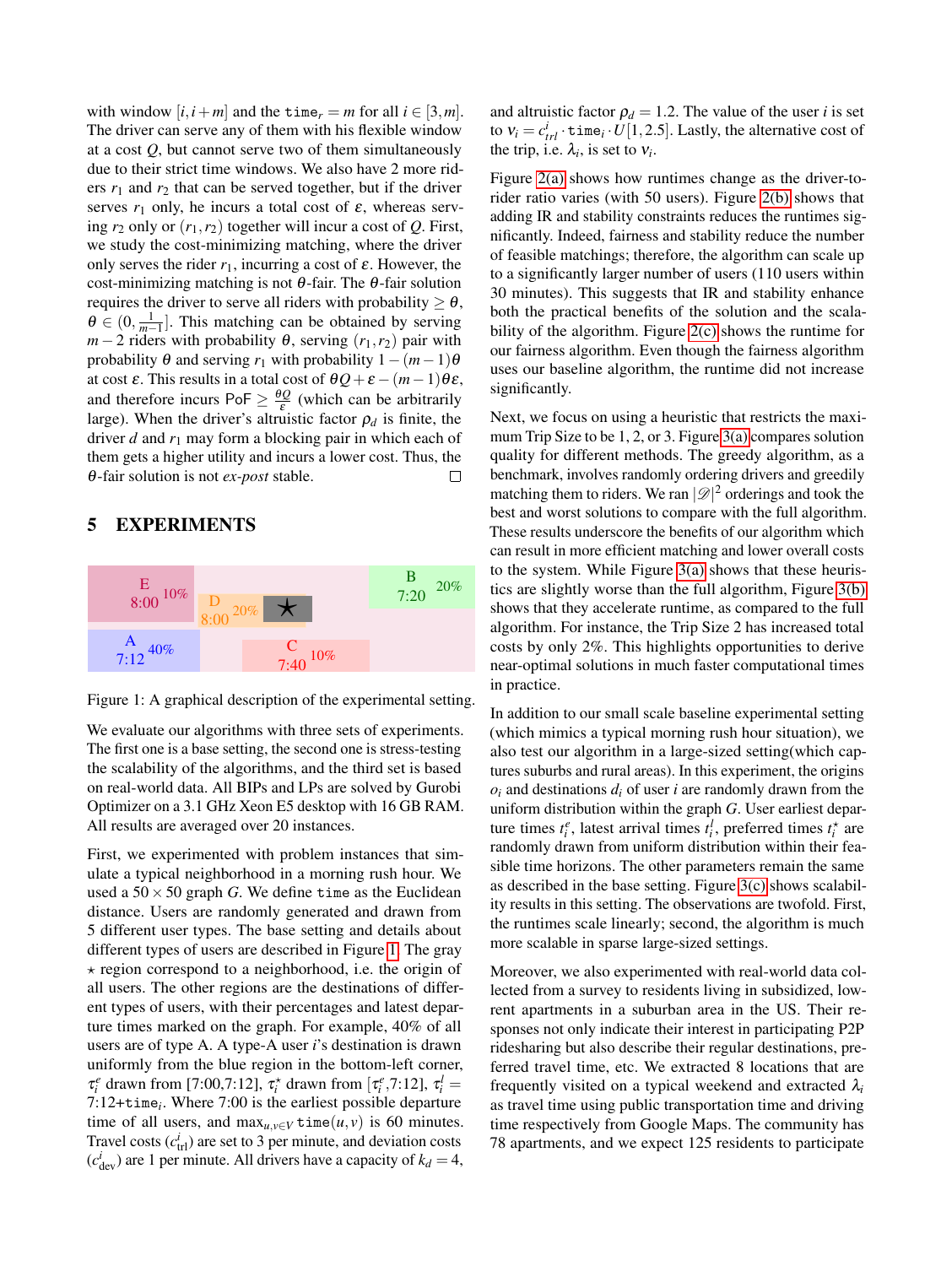with window $[i, i+m]$ and the $\texttt{time}_r = m$ for all $i \in [3, m]$. The driver can serve any of them with his flexible window at a cost $Q$, but cannot serve two of them simultaneously due to their strict time windows. We also have 2 more riders $r_1$ and $r_2$ that can be served together, but if the driver serves $r_1$ only, he incurs a total cost of $\varepsilon$, whereas serving $r_2$ only or $(r_1, r_2)$ together will incur a cost of $Q$. First, we study the cost-minimizing matching, where the driver only serves the rider $r_1$, incurring a cost of $\varepsilon$. However, the cost-minimizing matching is not $\theta$-fair. The $\theta$-fair solution requires the driver to serve all riders with probability $\geq \theta$, $\theta \in (0, \frac{1}{m-1}]$. This matching can be obtained by serving $m-2$ riders with probability $\theta$, serving $(r_1, r_2)$ pair with probability $\theta$ and serving $r_1$ with probability $1-(m-1)\theta$ at cost $\varepsilon$. This results in a total cost of $\theta Q + \varepsilon - (m-1)\theta\varepsilon$, and therefore incurs $\mathsf{PoF} \geq \frac{\theta Q}{\varepsilon}$ (which can be arbitrarily large). When the driver's altruistic factor $\rho_d$ is finite, the driver $d$ and $r_1$ may form a blocking pair in which each of them gets a higher utility and incurs a lower cost. Thus, the $\theta$-fair solution is not *ex-post* stable. □

## 5 EXPERIMENTS

Figure 1: A graphical description of the experimental setting.

We evaluate our algorithms with three sets of experiments. The first one is a base setting, the second one is stress-testing the scalability of the algorithms, and the third set is based on real-world data. All BIPs and LPs are solved by Gurobi Optimizer on a 3.1 GHz Xeon E5 desktop with 16 GB RAM. All results are averaged over 20 instances.

First, we experimented with problem instances that simulate a typical neighborhood in a morning rush hour. We used a $50 \times 50$ graph $G$. We define time as the Euclidean distance. Users are randomly generated and drawn from 5 different user types. The base setting and details about different types of users are described in Figure 1. The gray $\star$ region correspond to a neighborhood, i.e. the origin of all users. The other regions are the destinations of different types of users, with their percentages and latest departure times marked on the graph. For example, 40% of all users are of type A. A type-A user $i$'s destination is drawn uniformly from the blue region in the bottom-left corner, $\tau_i^e$ drawn from [7:00,7:12], $\tau_i^\star$ drawn from $[\tau_i^e$,7:12], $\tau_i^l =$ 7:12+$\texttt{time}_i$. Where 7:00 is the earliest possible departure time of all users, and $\max_{u,v \in V} \texttt{time}(u,v)$ is 60 minutes. Travel costs ($c^i_{\text{trl}}$) are set to 3 per minute, and deviation costs ($c^i_{\text{dev}}$) are 1 per minute. All drivers have a capacity of $k_d = 4$, and altruistic factor $\rho_d = 1.2$. The value of the user $i$ is set to $v_i = c^i_{trl} \cdot \texttt{time}_i \cdot U[1, 2.5]$. Lastly, the alternative cost of the trip, i.e. $\lambda_i$, is set to $v_i$.

Figure 2(a) shows how runtimes change as the driver-to-rider ratio varies (with 50 users). Figure 2(b) shows that adding IR and stability constraints reduces the runtimes significantly. Indeed, fairness and stability reduce the number of feasible matchings; therefore, the algorithm can scale up to a significantly larger number of users (110 users within 30 minutes). This suggests that IR and stability enhance both the practical benefits of the solution and the scalability of the algorithm. Figure 2(c) shows the runtime for our fairness algorithm. Even though the fairness algorithm uses our baseline algorithm, the runtime did not increase significantly.

Next, we focus on using a heuristic that restricts the maximum Trip Size to be 1, 2, or 3. Figure 3(a) compares solution quality for different methods. The greedy algorithm, as a benchmark, involves randomly ordering drivers and greedily matching them to riders. We ran $|\mathscr{D}|^2$ orderings and took the best and worst solutions to compare with the full algorithm. These results underscore the benefits of our algorithm which can result in more efficient matching and lower overall costs to the system. While Figure 3(a) shows that these heuristics are slightly worse than the full algorithm, Figure 3(b) shows that they accelerate runtime, as compared to the full algorithm. For instance, the Trip Size 2 has increased total costs by only 2%. This highlights opportunities to derive near-optimal solutions in much faster computational times in practice.

In addition to our small scale baseline experimental setting (which mimics a typical morning rush hour situation), we also test our algorithm in a large-sized setting(which captures suburbs and rural areas). In this experiment, the origins $o_i$ and destinations $d_i$ of user $i$ are randomly drawn from the uniform distribution within the graph $G$. User earliest departure times $t_i^e$, latest arrival times $t_i^l$, preferred times $t_i^\star$ are randomly drawn from uniform distribution within their feasible time horizons. The other parameters remain the same as described in the base setting. Figure 3(c) shows scalability results in this setting. The observations are twofold. First, the runtimes scale linearly; second, the algorithm is much more scalable in sparse large-sized settings.

Moreover, we also experimented with real-world data collected from a survey to residents living in subsidized, low-rent apartments in a suburban area in the US. Their responses not only indicate their interest in participating P2P ridesharing but also describe their regular destinations, preferred travel time, etc. We extracted 8 locations that are frequently visited on a typical weekend and extracted $\lambda_i$ as travel time using public transportation time and driving time respectively from Google Maps. The community has 78 apartments, and we expect 125 residents to participate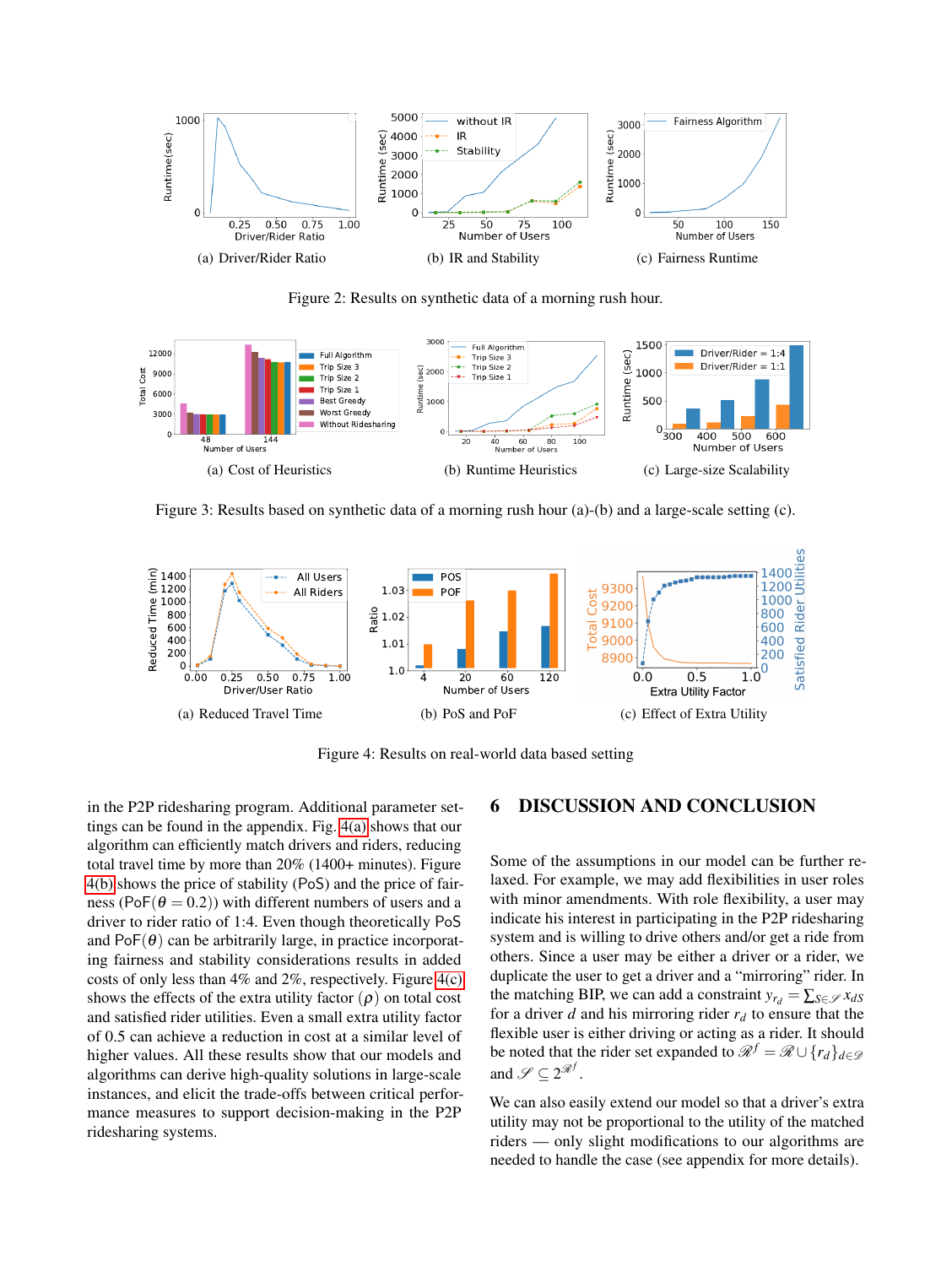(a) Driver/Rider Ratio

(b) IR and Stability

(c) Fairness Runtime

Figure 2: Results on synthetic data of a morning rush hour.

(a) Cost of Heuristics

(b) Runtime Heuristics

(c) Large-size Scalability

Figure 3: Results based on synthetic data of a morning rush hour (a)-(b) and a large-scale setting (c).

(a) Reduced Travel Time

(b) PoS and PoF

(c) Effect of Extra Utility

Figure 4: Results on real-world data based setting

in the P2P ridesharing program. Additional parameter settings can be found in the appendix. Fig. 4(a) shows that our algorithm can efficiently match drivers and riders, reducing total travel time by more than 20% (1400+ minutes). Figure 4(b) shows the price of stability (PoS) and the price of fairness (PoF($\theta = 0.2$)) with different numbers of users and a driver to rider ratio of 1:4. Even though theoretically PoS and PoF($\theta$) can be arbitrarily large, in practice incorporating fairness and stability considerations results in added costs of only less than 4% and 2%, respectively. Figure 4(c) shows the effects of the extra utility factor ($\rho$) on total cost and satisfied rider utilities. Even a small extra utility factor of 0.5 can achieve a reduction in cost at a similar level of higher values. All these results show that our models and algorithms can derive high-quality solutions in large-scale instances, and elicit the trade-offs between critical performance measures to support decision-making in the P2P ridesharing systems.

# 6 DISCUSSION AND CONCLUSION

Some of the assumptions in our model can be further relaxed. For example, we may add flexibilities in user roles with minor amendments. With role flexibility, a user may indicate his interest in participating in the P2P ridesharing system and is willing to drive others and/or get a ride from others. Since a user may be either a driver or a rider, we duplicate the user to get a driver and a "mirroring" rider. In the matching BIP, we can add a constraint $y_{r_d} = \sum_{S \in \mathscr{S}} x_{dS}$ for a driver $d$ and his mirroring rider $r_d$ to ensure that the flexible user is either driving or acting as a rider. It should be noted that the rider set expanded to $\mathscr{R}^f = \mathscr{R} \cup \{r_d\}_{d \in \mathscr{D}}$ and $\mathscr{S} \subseteq 2^{\mathscr{R}^f}$.

We can also easily extend our model so that a driver's extra utility may not be proportional to the utility of the matched riders — only slight modifications to our algorithms are needed to handle the case (see appendix for more details).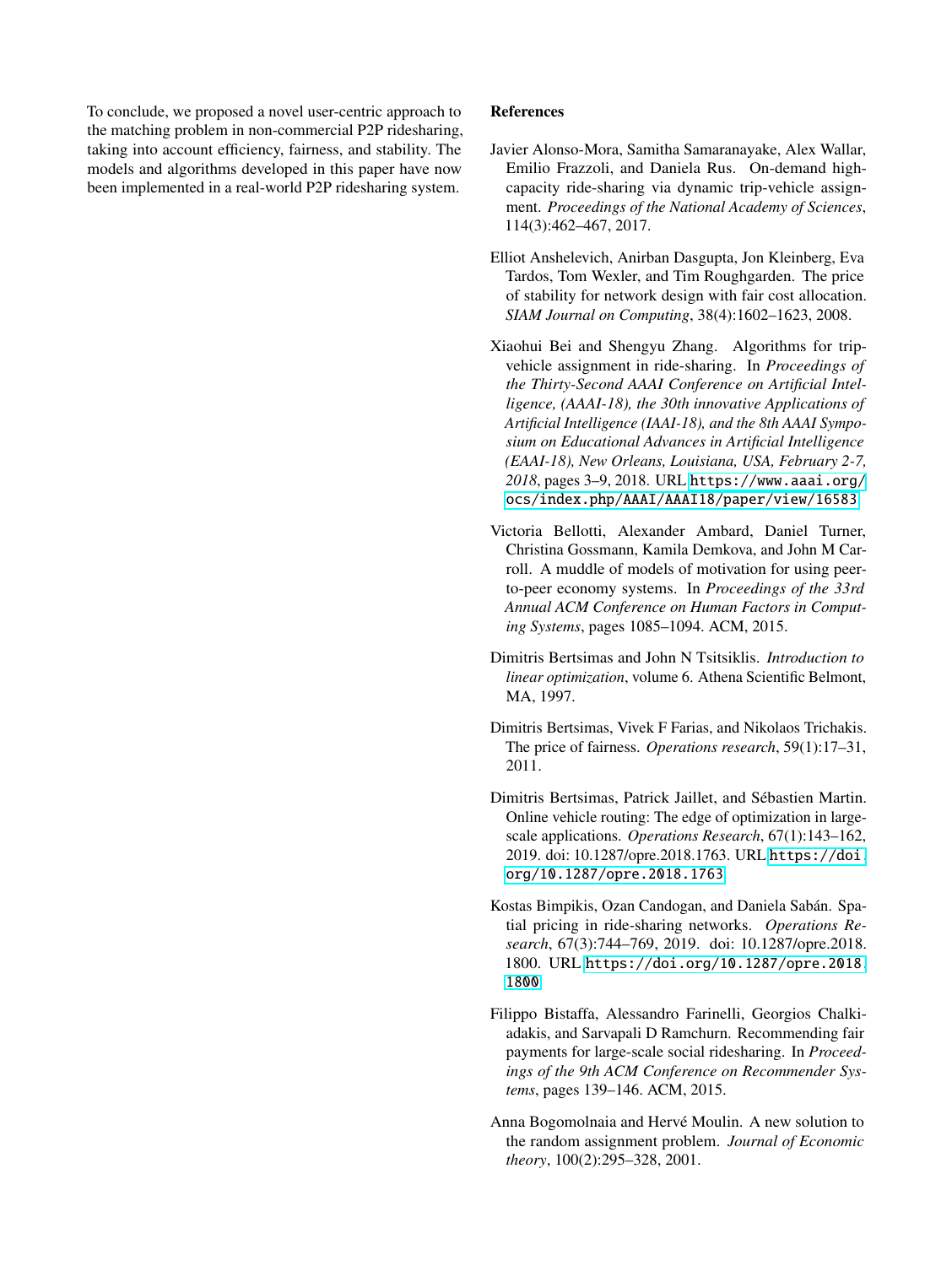To conclude, we proposed a novel user-centric approach to the matching problem in non-commercial P2P ridesharing, taking into account efficiency, fairness, and stability. The models and algorithms developed in this paper have now been implemented in a real-world P2P ridesharing system.

## References

Javier Alonso-Mora, Samitha Samaranayake, Alex Wallar, Emilio Frazzoli, and Daniela Rus. On-demand high-capacity ride-sharing via dynamic trip-vehicle assignment. *Proceedings of the National Academy of Sciences*, 114(3):462–467, 2017.

Elliot Anshelevich, Anirban Dasgupta, Jon Kleinberg, Eva Tardos, Tom Wexler, and Tim Roughgarden. The price of stability for network design with fair cost allocation. *SIAM Journal on Computing*, 38(4):1602–1623, 2008.

Xiaohui Bei and Shengyu Zhang. Algorithms for trip-vehicle assignment in ride-sharing. In *Proceedings of the Thirty-Second AAAI Conference on Artificial Intelligence, (AAAI-18), the 30th innovative Applications of Artificial Intelligence (IAAI-18), and the 8th AAAI Symposium on Educational Advances in Artificial Intelligence (EAAI-18), New Orleans, Louisiana, USA, February 2-7, 2018*, pages 3–9, 2018. URL https://www.aaai.org/ocs/index.php/AAAI/AAAI18/paper/view/16583.

Victoria Bellotti, Alexander Ambard, Daniel Turner, Christina Gossmann, Kamila Demkova, and John M Carroll. A muddle of models of motivation for using peer-to-peer economy systems. In *Proceedings of the 33rd Annual ACM Conference on Human Factors in Computing Systems*, pages 1085–1094. ACM, 2015.

Dimitris Bertsimas and John N Tsitsiklis. *Introduction to linear optimization*, volume 6. Athena Scientific Belmont, MA, 1997.

Dimitris Bertsimas, Vivek F Farias, and Nikolaos Trichakis. The price of fairness. *Operations research*, 59(1):17–31, 2011.

Dimitris Bertsimas, Patrick Jaillet, and Sébastien Martin. Online vehicle routing: The edge of optimization in large-scale applications. *Operations Research*, 67(1):143–162, 2019. doi: 10.1287/opre.2018.1763. URL https://doi.org/10.1287/opre.2018.1763.

Kostas Bimpikis, Ozan Candogan, and Daniela Sabán. Spatial pricing in ride-sharing networks. *Operations Research*, 67(3):744–769, 2019. doi: 10.1287/opre.2018.1800. URL https://doi.org/10.1287/opre.2018.1800.

Filippo Bistaffa, Alessandro Farinelli, Georgios Chalkiadakis, and Sarvapali D Ramchurn. Recommending fair payments for large-scale social ridesharing. In *Proceedings of the 9th ACM Conference on Recommender Systems*, pages 139–146. ACM, 2015.

Anna Bogomolnaia and Hervé Moulin. A new solution to the random assignment problem. *Journal of Economic theory*, 100(2):295–328, 2001.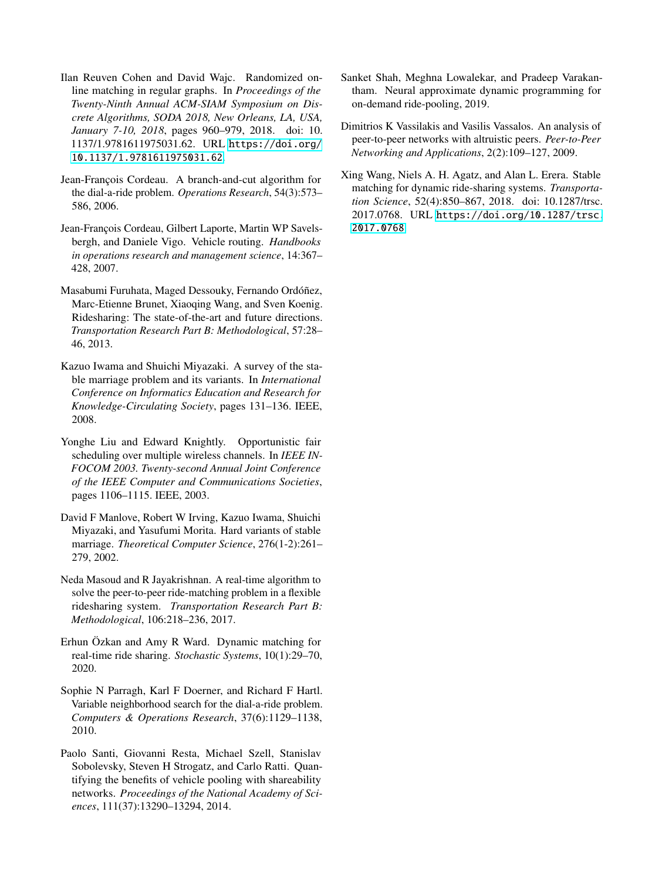Ilan Reuven Cohen and David Wajc. Randomized online matching in regular graphs. In *Proceedings of the Twenty-Ninth Annual ACM-SIAM Symposium on Discrete Algorithms, SODA 2018, New Orleans, LA, USA, January 7-10, 2018*, pages 960–979, 2018. doi: 10.1137/1.9781611975031.62. URL https://doi.org/10.1137/1.9781611975031.62.

Jean-François Cordeau. A branch-and-cut algorithm for the dial-a-ride problem. *Operations Research*, 54(3):573–586, 2006.

Jean-François Cordeau, Gilbert Laporte, Martin WP Savelsbergh, and Daniele Vigo. Vehicle routing. *Handbooks in operations research and management science*, 14:367–428, 2007.

Masabumi Furuhata, Maged Dessouky, Fernando Ordóñez, Marc-Etienne Brunet, Xiaoqing Wang, and Sven Koenig. Ridesharing: The state-of-the-art and future directions. *Transportation Research Part B: Methodological*, 57:28–46, 2013.

Kazuo Iwama and Shuichi Miyazaki. A survey of the stable marriage problem and its variants. In *International Conference on Informatics Education and Research for Knowledge-Circulating Society*, pages 131–136. IEEE, 2008.

Yonghe Liu and Edward Knightly. Opportunistic fair scheduling over multiple wireless channels. In *IEEE INFOCOM 2003. Twenty-second Annual Joint Conference of the IEEE Computer and Communications Societies*, pages 1106–1115. IEEE, 2003.

David F Manlove, Robert W Irving, Kazuo Iwama, Shuichi Miyazaki, and Yasufumi Morita. Hard variants of stable marriage. *Theoretical Computer Science*, 276(1-2):261–279, 2002.

Neda Masoud and R Jayakrishnan. A real-time algorithm to solve the peer-to-peer ride-matching problem in a flexible ridesharing system. *Transportation Research Part B: Methodological*, 106:218–236, 2017.

Erhun Özkan and Amy R Ward. Dynamic matching for real-time ride sharing. *Stochastic Systems*, 10(1):29–70, 2020.

Sophie N Parragh, Karl F Doerner, and Richard F Hartl. Variable neighborhood search for the dial-a-ride problem. *Computers & Operations Research*, 37(6):1129–1138, 2010.

Paolo Santi, Giovanni Resta, Michael Szell, Stanislav Sobolevsky, Steven H Strogatz, and Carlo Ratti. Quantifying the benefits of vehicle pooling with shareability networks. *Proceedings of the National Academy of Sciences*, 111(37):13290–13294, 2014.

Sanket Shah, Meghna Lowalekar, and Pradeep Varakantham. Neural approximate dynamic programming for on-demand ride-pooling, 2019.

Dimitrios K Vassilakis and Vasilis Vassalos. An analysis of peer-to-peer networks with altruistic peers. *Peer-to-Peer Networking and Applications*, 2(2):109–127, 2009.

Xing Wang, Niels A. H. Agatz, and Alan L. Erera. Stable matching for dynamic ride-sharing systems. *Transportation Science*, 52(4):850–867, 2018. doi: 10.1287/trsc.2017.0768. URL https://doi.org/10.1287/trsc.2017.0768.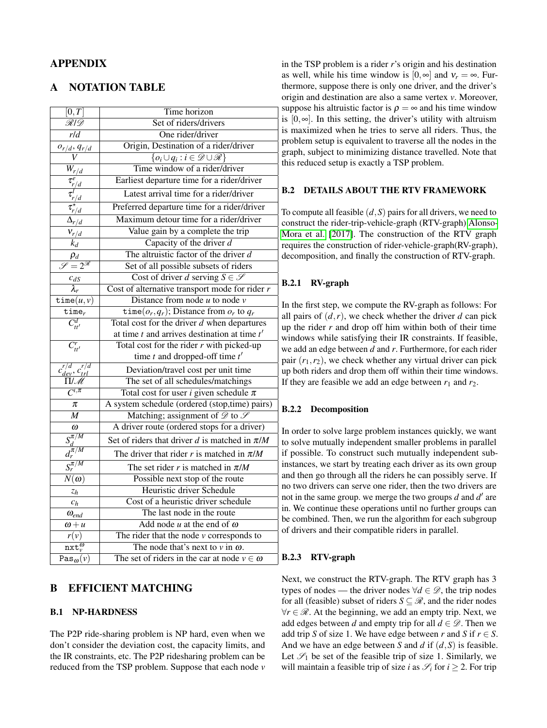# APPENDIX

## A NOTATION TABLE

| | |
|---|---|
| $[0,T]$ | Time horizon |
| $\mathscr{R}/\mathscr{D}$ | Set of riders/drivers |
| $r/d$ | One rider/driver |
| $o_{r/d}$, $q_{r/d}$ | Origin, Destination of a rider/driver |
| $V$ | $\{o_i \cup q_i : i \in \mathscr{D} \cup \mathscr{R}\}$ |
| $W_{r/d}$ | Time window of a rider/driver |
| $\tau^e_{r/d}$ | Earliest departure time for a rider/driver |
| $\tau^l_{r/d}$ | Latest arrival time for a rider/driver |
| $\tau^\star_{r/d}$ | Preferred departure time for a rider/driver |
| $\Delta_{r/d}$ | Maximum detour time for a rider/driver |
| $\nu_{r/d}$ | Value gain by a complete the trip |
| $k_d$ | Capacity of the driver $d$ |
| $\rho_d$ | The altruistic factor of the driver $d$ |
| $\mathscr{S} = 2^{\mathscr{R}}$ | Set of all possible subsets of riders |
| $c_{dS}$ | Cost of driver $d$ serving $S \in \mathscr{S}$ |
| $\lambda_r$ | Cost of alternative transport mode for rider $r$ |
| $\texttt{time}(u,v)$ | Distance from node $u$ to node $v$ |
| $\texttt{time}_r$ | $\texttt{time}(o_r, q_r)$; Distance from $o_r$ to $q_r$ |
| $C^d_{tt'}$ | Total cost for the driver $d$ when departures at time $t$ and arrives destination at time $t'$ |
| $C^r_{tt'}$ | Total cost for the rider $r$ with picked-up time $t$ and dropped-off time $t'$ |
| $c^{r/d}_{dev}$, $c^{r/d}_{trl}$ | Deviation/travel cost per unit time |
| $\Pi/\mathscr{M}$ | The set of all schedules/matchings |
| $C^{i,\pi}$ | Total cost for user $i$ given schedule $\pi$ |
| $\pi$ | A system schedule (ordered (stop,time) pairs) |
| $M$ | Matching; assignment of $\mathscr{D}$ to $\mathscr{S}$ |
| $\omega$ | A driver route (ordered stops for a driver) |
| $S^{\pi/M}_d$ | Set of riders that driver $d$ is matched in $\pi/M$ |
| $d^{\pi/M}_r$ | The driver that rider $r$ is matched in $\pi/M$ |
| $S^{\pi/M}_r$ | The set rider $r$ is matched in $\pi/M$ |
| $N(\omega)$ | Possible next stop of the route |
| $z_h$ | Heuristic driver Schedule |
| $c_h$ | Cost of a heuristic driver schedule |
| $\omega_{end}$ | The last node in the route |
| $\omega + u$ | Add node $u$ at the end of $\omega$ |
| $r(v)$ | The rider that the node $v$ corresponds to |
| $\texttt{nxt}^\omega_v$ | The node that's next to $v$ in $\omega$. |
| $\texttt{Pas}_\omega(v)$ | The set of riders in the car at node $v \in \omega$ |

# B EFFICIENT MATCHING

## B.1 NP-HARDNESS

The P2P ride-sharing problem is NP hard, even when we don't consider the deviation cost, the capacity limits, and the IR constraints, etc. The P2P ridesharing problem can be reduced from the TSP problem. Suppose that each node $v$ in the TSP problem is a rider $r$'s origin and his destination as well, while his time window is $[0,\infty]$ and $\nu_r = \infty$. Furthermore, suppose there is only one driver, and the driver's origin and destination are also a same vertex $v$. Moreover, suppose his altruistic factor is $\rho = \infty$ and his time window is $[0,\infty]$. In this setting, the driver's utility with altruism is maximized when he tries to serve all riders. Thus, the problem setup is equivalent to traverse all the nodes in the graph, subject to minimizing distance travelled. Note that this reduced setup is exactly a TSP problem.

## B.2 DETAILS ABOUT THE RTV FRAMEWORK

To compute all feasible $(d,S)$ pairs for all drivers, we need to construct the rider-trip-vehicle-graph (RTV-graph) Alonso-Mora et al. [2017]. The construction of the RTV graph requires the construction of rider-vehicle-graph(RV-graph), decomposition, and finally the construction of RTV-graph.

### B.2.1 RV-graph

In the first step, we compute the RV-graph as follows: For all pairs of $(d,r)$, we check whether the driver $d$ can pick up the rider $r$ and drop off him within both of their time windows while satisfying their IR constraints. If feasible, we add an edge between $d$ and $r$. Furthermore, for each rider pair $(r_1,r_2)$, we check whether any virtual driver can pick up both riders and drop them off within their time windows. If they are feasible we add an edge between $r_1$ and $r_2$.

### B.2.2 Decomposition

In order to solve large problem instances quickly, we want to solve mutually independent smaller problems in parallel if possible. To construct such mutually independent sub-instances, we start by treating each driver as its own group and then go through all the riders he can possibly serve. If no two drivers can serve one rider, then the two drivers are not in the same group. we merge the two groups $d$ and $d'$ are in. We continue these operations until no further groups can be combined. Then, we run the algorithm for each subgroup of drivers and their compatible riders in parallel.

### B.2.3 RTV-graph

Next, we construct the RTV-graph. The RTV graph has 3 types of nodes — the driver nodes $\forall d \in \mathscr{D}$, the trip nodes for all (feasible) subset of riders $S \subseteq \mathscr{R}$, and the rider nodes $\forall r \in \mathscr{R}$. At the beginning, we add an empty trip. Next, we add edges between $d$ and empty trip for all $d \in \mathscr{D}$. Then we add trip $S$ of size 1. We have edge between $r$ and $S$ if $r \in S$. And we have an edge between $S$ and $d$ if $(d,S)$ is feasible. Let $\mathscr{S}_1$ be set of the feasible trip of size 1. Similarly, we will maintain a feasible trip of size $i$ as $\mathscr{S}_i$ for $i \geq 2$. For trip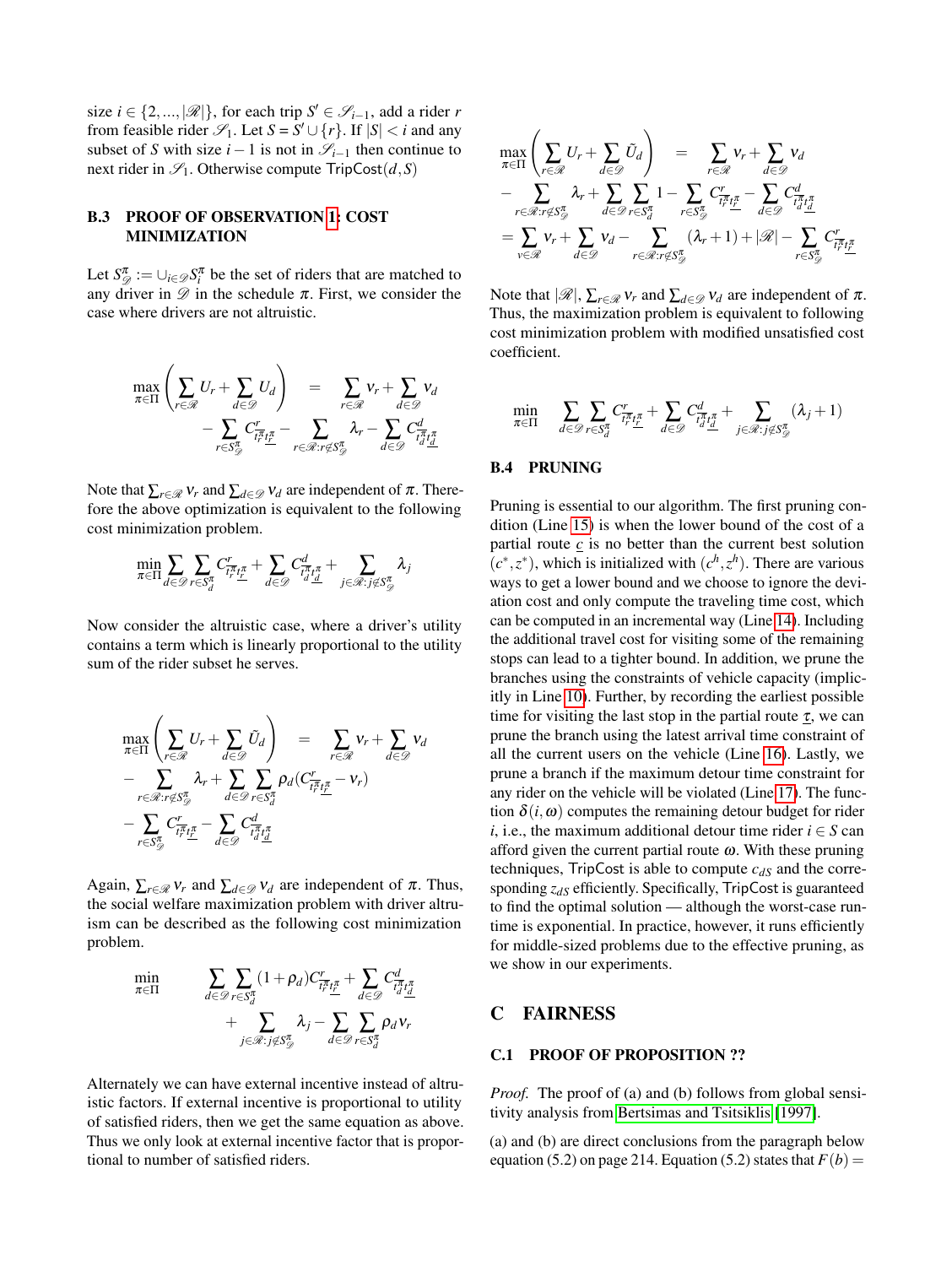size $i \in \{2, ..., |\mathscr{R}|\}$, for each trip $S' \in \mathscr{S}_{i-1}$, add a rider $r$ from feasible rider $\mathscr{S}_1$. Let $S = S' \cup \{r\}$. If $|S| < i$ and any subset of $S$ with size $i-1$ is not in $\mathscr{S}_{i-1}$ then continue to next rider in $\mathscr{S}_1$. Otherwise compute $\mathsf{TripCost}(d, S)$

### B.3 PROOF OF OBSERVATION 1: COST MINIMIZATION

Let $S^\pi_\mathscr{D} := \cup_{i \in \mathscr{D}} S^\pi_i$ be the set of riders that are matched to any driver in $\mathscr{D}$ in the schedule $\pi$. First, we consider the case where drivers are not altruistic.

$$
\begin{aligned}
\max_{\pi \in \Pi} \left( \sum_{r \in \mathscr{R}} U_r + \sum_{d \in \mathscr{D}} U_d \right) &= \sum_{r \in \mathscr{R}} v_r + \sum_{d \in \mathscr{D}} v_d \\
&- \sum_{r \in S^\pi_\mathscr{D}} C^r_{\bar{t}^\pi_r \underline{t}^\pi_r} - \sum_{r \in \mathscr{R}: r \notin S^\pi_\mathscr{D}} \lambda_r - \sum_{d \in \mathscr{D}} C^d_{\bar{t}^\pi_d \underline{t}^\pi_d}
\end{aligned}
$$

Note that $\sum_{r \in \mathscr{R}} v_r$ and $\sum_{d \in \mathscr{D}} v_d$ are independent of $\pi$. Therefore the above optimization is equivalent to the following cost minimization problem.

$$
\min_{\pi \in \Pi} \sum_{d \in \mathscr{D}} \sum_{r \in S^\pi_d} C^r_{\bar{t}^\pi_r \underline{t}^\pi_r} + \sum_{d \in \mathscr{D}} C^d_{\bar{t}^\pi_d \underline{t}^\pi_d} + \sum_{j \in \mathscr{R}: j \notin S^\pi_\mathscr{D}} \lambda_j
$$

Now consider the altruistic case, where a driver's utility contains a term which is linearly proportional to the utility sum of the rider subset he serves.

$$
\begin{aligned}
\max_{\pi \in \Pi} \left( \sum_{r \in \mathscr{R}} U_r + \sum_{d \in \mathscr{D}} \tilde{U}_d \right) &= \sum_{r \in \mathscr{R}} v_r + \sum_{d \in \mathscr{D}} v_d \\
&- \sum_{r \in \mathscr{R}: r \notin S^\pi_\mathscr{D}} \lambda_r + \sum_{d \in \mathscr{D}} \sum_{r \in S^\pi_d} \rho_d (C^r_{\bar{t}^\pi_r \underline{t}^\pi_r} - v_r) \\
&- \sum_{r \in S^\pi_\mathscr{D}} C^r_{\bar{t}^\pi_r \underline{t}^\pi_r} - \sum_{d \in \mathscr{D}} C^d_{\bar{t}^\pi_d \underline{t}^\pi_d}
\end{aligned}
$$

Again, $\sum_{r \in \mathscr{R}} v_r$ and $\sum_{d \in \mathscr{D}} v_d$ are independent of $\pi$. Thus, the social welfare maximization problem with driver altruism can be described as the following cost minimization problem.

$$
\begin{aligned}
\min_{\pi \in \Pi} \quad & \sum_{d \in \mathscr{D}} \sum_{r \in S^\pi_d} (1 + \rho_d) C^r_{\bar{t}^\pi_r \underline{t}^\pi_r} + \sum_{d \in \mathscr{D}} C^d_{\bar{t}^\pi_d \underline{t}^\pi_d} \\
& + \sum_{j \in \mathscr{R}: j \notin S^\pi_\mathscr{D}} \lambda_j - \sum_{d \in \mathscr{D}} \sum_{r \in S^\pi_d} \rho_d v_r
\end{aligned}
$$

Alternately we can have external incentive instead of altruistic factors. If external incentive is proportional to utility of satisfied riders, then we get the same equation as above. Thus we only look at external incentive factor that is proportional to number of satisfied riders.

$$
\begin{aligned}
\max_{\pi \in \Pi} \left( \sum_{r \in \mathscr{R}} U_r + \sum_{d \in \mathscr{D}} \tilde{U}_d \right) &= \sum_{r \in \mathscr{R}} v_r + \sum_{d \in \mathscr{D}} v_d \\
&- \sum_{r \in \mathscr{R}: r \notin S^\pi_\mathscr{D}} \lambda_r + \sum_{d \in \mathscr{D}} \sum_{r \in S^\pi_d} 1 - \sum_{r \in S^\pi_\mathscr{D}} C^r_{\bar{t}^\pi_r \underline{t}^\pi_r} - \sum_{d \in \mathscr{D}} C^d_{\bar{t}^\pi_d \underline{t}^\pi_d} \\
&= \sum_{v \in \mathscr{R}} v_r + \sum_{d \in \mathscr{D}} v_d - \sum_{r \in \mathscr{R}: r \notin S^\pi_\mathscr{D}} (\lambda_r + 1) + |\mathscr{R}| - \sum_{r \in S^\pi_\mathscr{D}} C^r_{\bar{t}^\pi_r \underline{t}^\pi_r}
\end{aligned}
$$

Note that $|\mathscr{R}|$, $\sum_{r \in \mathscr{R}} v_r$ and $\sum_{d \in \mathscr{D}} v_d$ are independent of $\pi$. Thus, the maximization problem is equivalent to following cost minimization problem with modified unsatisfied cost coefficient.

$$
\min_{\pi \in \Pi} \quad \sum_{d \in \mathscr{D}} \sum_{r \in S^\pi_d} C^r_{\bar{t}^\pi_r \underline{t}^\pi_r} + \sum_{d \in \mathscr{D}} C^d_{\bar{t}^\pi_d \underline{t}^\pi_d} + \sum_{j \in \mathscr{R}: j \notin S^\pi_\mathscr{D}} (\lambda_j + 1)
$$

### B.4 PRUNING

Pruning is essential to our algorithm. The first pruning condition (Line 15) is when the lower bound of the cost of a partial route $\underline{c}$ is no better than the current best solution $(c^*, z^*)$, which is initialized with $(c^h, z^h)$. There are various ways to get a lower bound and we choose to ignore the deviation cost and only compute the traveling time cost, which can be computed in an incremental way (Line 14). Including the additional travel cost for visiting some of the remaining stops can lead to a tighter bound. In addition, we prune the branches using the constraints of vehicle capacity (implicitly in Line 10). Further, by recording the earliest possible time for visiting the last stop in the partial route $\underline{\tau}$, we can prune the branch using the latest arrival time constraint of all the current users on the vehicle (Line 16). Lastly, we prune a branch if the maximum detour time constraint for any rider on the vehicle will be violated (Line 17). The function $\delta(i, \omega)$ computes the remaining detour budget for rider $i$, i.e., the maximum additional detour time $i \in S$ can afford given the current partial route $\omega$. With these pruning techniques, $\mathsf{TripCost}$ is able to compute $c_{dS}$ and the corresponding $z_{dS}$ efficiently. Specifically, $\mathsf{TripCost}$ is guaranteed to find the optimal solution — although the worst-case runtime is exponential. In practice, however, it runs efficiently for middle-sized problems due to the effective pruning, as we show in our experiments.

## C FAIRNESS

### C.1 PROOF OF PROPOSITION ??

*Proof.* The proof of (a) and (b) follows from global sensitivity analysis from Bertsimas and Tsitsiklis [1997].

(a) and (b) are direct conclusions from the paragraph below equation (5.2) on page 214. Equation (5.2) states that $F(b) =$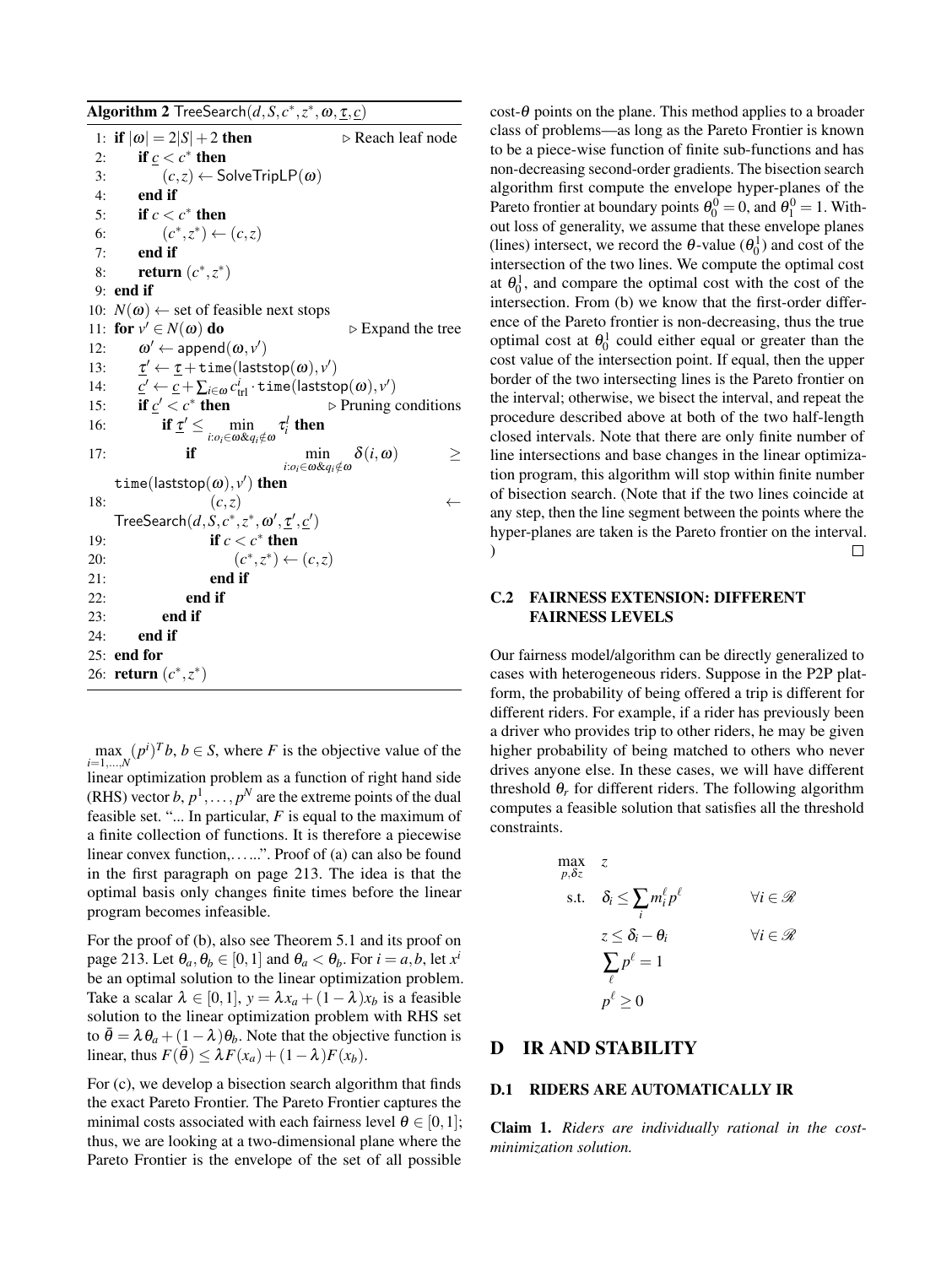**Algorithm 2** TreeSearch$(d, S, c^*, z^*, \omega, \underline{\tau}, \underline{c})$

```
1:  if |ω| = 2|S| + 2 then                              ▷ Reach leaf node
2:      if c_ < c* then
3:          (c, z) ← SolveTripLP(ω)
4:      end if
5:      if c < c* then
6:          (c*, z*) ← (c, z)
7:      end if
8:      return (c*, z*)
9:  end if
10: N(ω) ← set of feasible next stops
11: for v' ∈ N(ω) do                                    ▷ Expand the tree
12:     ω' ← append(ω, v')
13:     τ_' ← τ_ + time(laststop(ω), v')
14:     c_' ← c_ + Σ_{i∈ω} c^i_trl · time(laststop(ω), v')
15:     if c_' < c* then                                ▷ Pruning conditions
16:         if τ_' ≤ min_{i:o_i∈ω & q_i∉ω} τ^l_i then
17:             if min_{i:o_i∈ω & q_i∉ω} δ(i, ω) ≥ time(laststop(ω), v') then
18:                 (c, z) ← TreeSearch(d, S, c*, z*, ω', τ_', c_')
19:                 if c < c* then
20:                     (c*, z*) ← (c, z)
21:                 end if
22:             end if
23:         end if
24:     end if
25: end for
26: return (c*, z*)
```

$\max_{i=1,\ldots,N} (p^i)^T b$, $b \in S$, where $F$ is the objective value of the linear optimization problem as a function of right hand side (RHS) vector $b$, $p^1, \ldots, p^N$ are the extreme points of the dual feasible set. "... In particular, $F$ is equal to the maximum of a finite collection of functions. It is therefore a piecewise linear convex function,…...". Proof of (a) can also be found in the first paragraph on page 213. The idea is that the optimal basis only changes finite times before the linear program becomes infeasible.

For the proof of (b), also see Theorem 5.1 and its proof on page 213. Let $\theta_a, \theta_b \in [0,1]$ and $\theta_a < \theta_b$. For $i = a, b$, let $x^i$ be an optimal solution to the linear optimization problem. Take a scalar $\lambda \in [0,1]$, $y = \lambda x_a + (1-\lambda) x_b$ is a feasible solution to the linear optimization problem with RHS set to $\bar{\theta} = \lambda \theta_a + (1-\lambda)\theta_b$. Note that the objective function is linear, thus $F(\bar{\theta}) \leq \lambda F(x_a) + (1-\lambda) F(x_b)$.

For (c), we develop a bisection search algorithm that finds the exact Pareto Frontier. The Pareto Frontier captures the minimal costs associated with each fairness level $\theta \in [0,1]$; thus, we are looking at a two-dimensional plane where the Pareto Frontier is the envelope of the set of all possible cost-$\theta$ points on the plane. This method applies to a broader class of problems—as long as the Pareto Frontier is known to be a piece-wise function of finite sub-functions and has non-decreasing second-order gradients. The bisection search algorithm first compute the envelope hyper-planes of the Pareto frontier at boundary points $\theta_0^0 = 0$, and $\theta_1^0 = 1$. Without loss of generality, we assume that these envelope planes (lines) intersect, we record the $\theta$-value ($\theta_0^1$) and cost of the intersection of the two lines. We compute the optimal cost at $\theta_0^1$, and compare the optimal cost with the cost of the intersection. From (b) we know that the first-order difference of the Pareto frontier is non-decreasing, thus the true optimal cost at $\theta_0^1$ could either equal or greater than the cost value of the intersection point. If equal, then the upper border of the two intersecting lines is the Pareto frontier on the interval; otherwise, we bisect the interval, and repeat the procedure described above at both of the two half-length closed intervals. Note that there are only finite number of line intersections and base changes in the linear optimization program, this algorithm will stop within finite number of bisection search. (Note that if the two lines coincide at any step, then the line segment between the points where the hyper-planes are taken is the Pareto frontier on the interval. ) □

### C.2 FAIRNESS EXTENSION: DIFFERENT FAIRNESS LEVELS

Our fairness model/algorithm can be directly generalized to cases with heterogeneous riders. Suppose in the P2P platform, the probability of being offered a trip is different for different riders. For example, if a rider has previously been a driver who provides trip to other riders, he may be given higher probability of being matched to others who never drives anyone else. In these cases, we will have different threshold $\theta_r$ for different riders. The following algorithm computes a feasible solution that satisfies all the threshold constraints.

$$
\begin{aligned}
\max_{p,\delta z} \quad & z \\
\text{s.t.} \quad & \delta_i \leq \sum_i m_i^\ell p^\ell && \forall i \in \mathscr{R} \\
& z \leq \delta_i - \theta_i && \forall i \in \mathscr{R} \\
& \sum_\ell p^\ell = 1 \\
& p^\ell \geq 0
\end{aligned}
$$

## D IR AND STABILITY

### D.1 RIDERS ARE AUTOMATICALLY IR

**Claim 1.** *Riders are individually rational in the cost-minimization solution.*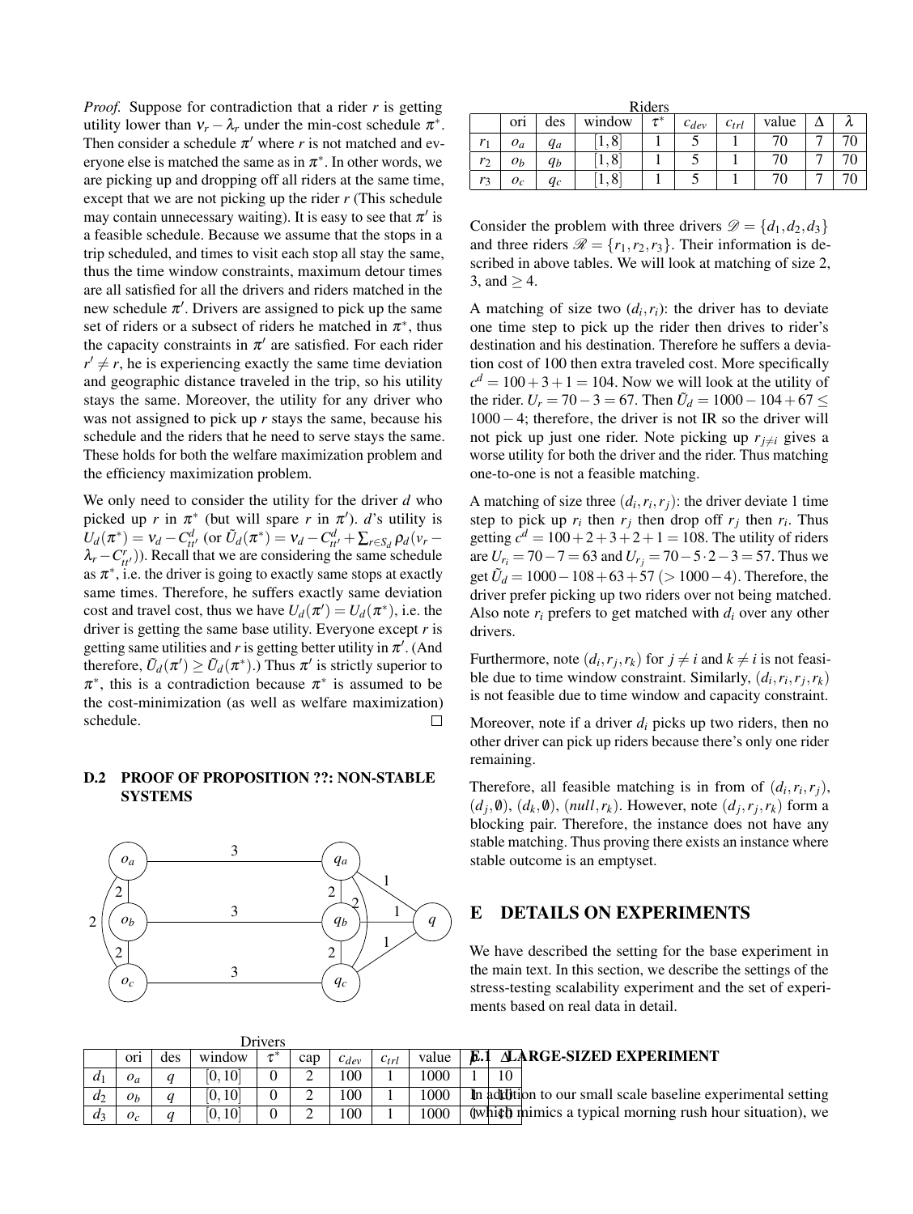*Proof.* Suppose for contradiction that a rider $r$ is getting utility lower than $v_r - \lambda_r$ under the min-cost schedule $\pi^*$. Then consider a schedule $\pi'$ where $r$ is not matched and everyone else is matched the same as in $\pi^*$. In other words, we are picking up and dropping off all riders at the same time, except that we are not picking up the rider $r$ (This schedule may contain unnecessary waiting). It is easy to see that $\pi'$ is a feasible schedule. Because we assume that the stops in a trip scheduled, and times to visit each stop all stay the same, thus the time window constraints, maximum detour times are all satisfied for all the drivers and riders matched in the new schedule $\pi'$. Drivers are assigned to pick up the same set of riders or a subset of riders he matched in $\pi^*$, thus the capacity constraints in $\pi'$ are satisfied. For each rider $r' \neq r$, he is experiencing exactly the same time deviation and geographic distance traveled in the trip, so his utility stays the same. Moreover, the utility for any driver who was not assigned to pick up $r$ stays the same, because his schedule and the riders that he need to serve stays the same. These holds for both the welfare maximization problem and the efficiency maximization problem.

We only need to consider the utility for the driver $d$ who picked up $r$ in $\pi^*$ (but will spare $r$ in $\pi'$). $d$'s utility is $U_d(\pi^*) = v_d - C^d_{tt'}$ (or $\tilde{U}_d(\pi^*) = v_d - C^d_{tt'} + \sum_{r \in S_d} \rho_d (v_r - \lambda_r - C^r_{tt'})$). Recall that we are considering the same schedule as $\pi^*$, i.e. the driver is going to exactly same stops at exactly same times. Therefore, he suffers exactly same deviation cost and travel cost, thus we have $U_d(\pi') = U_d(\pi^*)$, i.e. the driver is getting the same base utility. Everyone except $r$ is getting same utilities and $r$ is getting better utility in $\pi'$. (And therefore, $\tilde{U}_d(\pi') \geq \tilde{U}_d(\pi^*)$.) Thus $\pi'$ is strictly superior to $\pi^*$, this is a contradiction because $\pi^*$ is assumed to be the cost-minimization (as well as welfare maximization) schedule. □

### D.2 PROOF OF PROPOSITION ??: NON-STABLE SYSTEMS

Drivers

| | ori | des | window | $\tau^*$ | cap | $c_{dev}$ | $c_{trl}$ | value | $\Delta$ | $\lambda$ |
|---|---|---|---|---|---|---|---|---|---|---|
| $d_1$ | $o_a$ | $q$ | $[0,10]$ | 0 | 2 | 100 | 1 | 1000 | 1 | 10 |
| $d_2$ | $o_b$ | $q$ | $[0,10]$ | 0 | 2 | 100 | 1 | 1000 | 1 | 10 |
| $d_3$ | $o_c$ | $q$ | $[0,10]$ | 0 | 2 | 100 | 1 | 1000 | 1 | 10 |

Riders

| | ori | des | window | $\tau^*$ | $c_{dev}$ | $c_{trl}$ | value | $\Delta$ | $\lambda$ |
|---|---|---|---|---|---|---|---|---|---|
| $r_1$ | $o_a$ | $q_a$ | $[1,8]$ | 1 | 5 | 1 | 70 | 7 | 70 |
| $r_2$ | $o_b$ | $q_b$ | $[1,8]$ | 1 | 5 | 1 | 70 | 7 | 70 |
| $r_3$ | $o_c$ | $q_c$ | $[1,8]$ | 1 | 5 | 1 | 70 | 7 | 70 |

Consider the problem with three drivers $\mathscr{D} = \{d_1, d_2, d_3\}$ and three riders $\mathscr{R} = \{r_1, r_2, r_3\}$. Their information is described in above tables. We will look at matching of size 2, 3, and $\geq 4$.

A matching of size two $(d_i, r_i)$: the driver has to deviate one time step to pick up the rider then drives to rider's destination and his destination. Therefore he suffers a deviation cost of 100 then extra traveled cost. More specifically $c^d = 100 + 3 + 1 = 104$. Now we will look at the utility of the rider. $U_r = 70 - 3 = 67$. Then $\tilde{U}_d = 1000 - 104 + 67 \leq 1000 - 4$; therefore, the driver is not IR so the driver will not pick up just one rider. Note picking up $r_{j \neq i}$ gives a worse utility for both the driver and the rider. Thus matching one-to-one is not a feasible matching.

A matching of size three $(d_i, r_i, r_j)$: the driver deviate 1 time step to pick up $r_i$ then $r_j$ then drop off $r_j$ then $r_i$. Thus getting $c^d = 100 + 2 + 3 + 2 + 1 = 108$. The utility of riders are $U_{r_i} = 70 - 7 = 63$ and $U_{r_j} = 70 - 5 \cdot 2 - 3 = 57$. Thus we get $\tilde{U}_d = 1000 - 108 + 63 + 57$ $(> 1000 - 4)$. Therefore, the driver prefer picking up two riders over not being matched. Also note $r_i$ prefers to get matched with $d_i$ over any other drivers.

Furthermore, note $(d_i, r_j, r_k)$ for $j \neq i$ and $k \neq i$ is not feasible due to time window constraint. Similarly, $(d_i, r_i, r_j, r_k)$ is not feasible due to time window and capacity constraint.

Moreover, note if a driver $d_i$ picks up two riders, then no other driver can pick up riders because there's only one rider remaining.

Therefore, all feasible matching is in from of $(d_i, r_i, r_j)$, $(d_j, \emptyset)$, $(d_k, \emptyset)$, $(null, r_k)$. However, note $(d_j, r_j, r_k)$ form a blocking pair. Therefore, the instance does not have any stable matching. Thus proving there exists an instance where stable outcome is an emptyset.

## E DETAILS ON EXPERIMENTS

We have described the setting for the base experiment in the main text. In this section, we describe the settings of the stress-testing scalability experiment and the set of experiments based on real data in detail.

### E.1 LARGE-SIZED EXPERIMENT

In addition to our small scale baseline experimental setting (which mimics a typical morning rush hour situation), we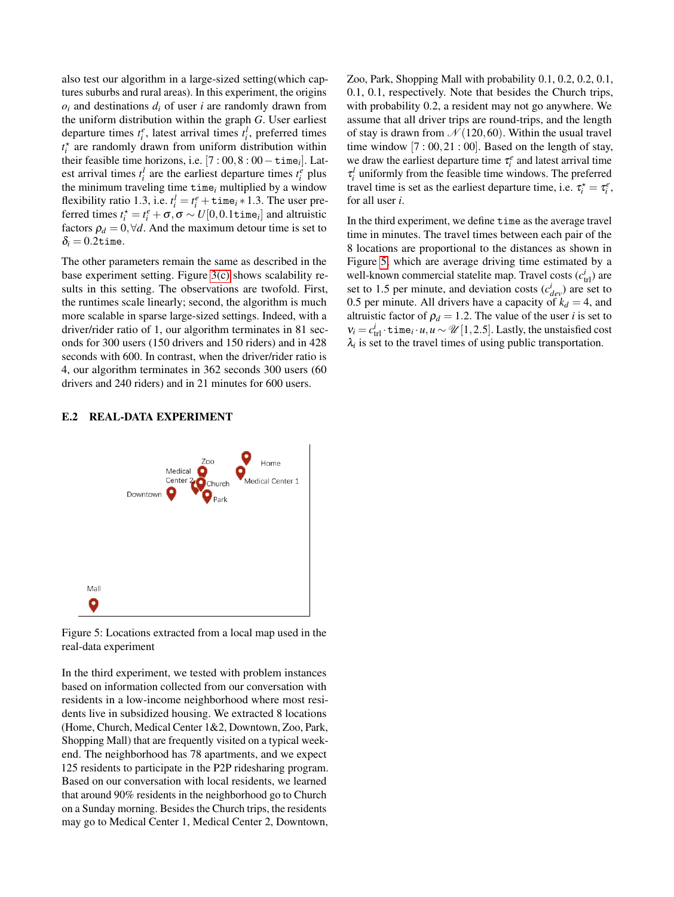also test our algorithm in a large-sized setting(which captures suburbs and rural areas). In this experiment, the origins $o_i$ and destinations $d_i$ of user $i$ are randomly drawn from the uniform distribution within the graph $G$. User earliest departure times $t_i^e$, latest arrival times $t_i^l$, preferred times $t_i^\star$ are randomly drawn from uniform distribution within their feasible time horizons, i.e. $[7:00, 8:00 - \texttt{time}_i]$. Latest arrival times $t_i^l$ are the earliest departure times $t_i^e$ plus the minimum traveling time $\texttt{time}_i$ multiplied by a window flexibility ratio 1.3, i.e. $t_i^l = t_i^e + \texttt{time}_i * 1.3$. The user preferred times $t_i^\star = t_i^e + \sigma, \sigma \sim U[0, 0.1\texttt{time}_i]$ and altruistic factors $\rho_d = 0, \forall d$. And the maximum detour time is set to $\delta_i = 0.2\texttt{time}$.

The other parameters remain the same as described in the base experiment setting. Figure 3(c) shows scalability results in this setting. The observations are twofold. First, the runtimes scale linearly; second, the algorithm is much more scalable in sparse large-sized settings. Indeed, with a driver/rider ratio of 1, our algorithm terminates in 81 seconds for 300 users (150 drivers and 150 riders) and in 428 seconds with 600. In contrast, when the driver/rider ratio is 4, our algorithm terminates in 362 seconds 300 users (60 drivers and 240 riders) and in 21 minutes for 600 users.

### E.2 REAL-DATA EXPERIMENT

Zoo
Home
Medical Center 2
Church
Medical Center 1
Downtown
Park
Mall

Figure 5: Locations extracted from a local map used in the real-data experiment

In the third experiment, we tested with problem instances based on information collected from our conversation with residents in a low-income neighborhood where most residents live in subsidized housing. We extracted 8 locations (Home, Church, Medical Center 1&2, Downtown, Zoo, Park, Shopping Mall) that are frequently visited on a typical weekend. The neighborhood has 78 apartments, and we expect 125 residents to participate in the P2P ridesharing program. Based on our conversation with local residents, we learned that around 90% residents in the neighborhood go to Church on a Sunday morning. Besides the Church trips, the residents may go to Medical Center 1, Medical Center 2, Downtown, Zoo, Park, Shopping Mall with probability 0.1, 0.2, 0.2, 0.1, 0.1, 0.1, respectively. Note that besides the Church trips, with probability 0.2, a resident may not go anywhere. We assume that all driver trips are round-trips, and the length of stay is drawn from $\mathcal{N}(120, 60)$. Within the usual travel time window $[7:00, 21:00]$. Based on the length of stay, we draw the earliest departure time $\tau_i^e$ and latest arrival time $\tau_i^l$ uniformly from the feasible time windows. The preferred travel time is set as the earliest departure time, i.e. $\tau_i^\star = \tau_i^e$, for all user $i$.

In the third experiment, we define $\texttt{time}$ as the average travel time in minutes. The travel times between each pair of the 8 locations are proportional to the distances as shown in Figure 5, which are average driving time estimated by a well-known commercial statelite map. Travel costs ($c_{\text{trl}}^i$) are set to 1.5 per minute, and deviation costs ($c_{dev}^i$) are set to 0.5 per minute. All drivers have a capacity of $k_d = 4$, and altruistic factor of $\rho_d = 1.2$. The value of the user $i$ is set to $v_i = c_{\text{trl}}^i \cdot \texttt{time}_i \cdot u, u \sim \mathscr{U}[1, 2.5]$. Lastly, the unstaisfied cost $\lambda_i$ is set to the travel times of using public transportation.